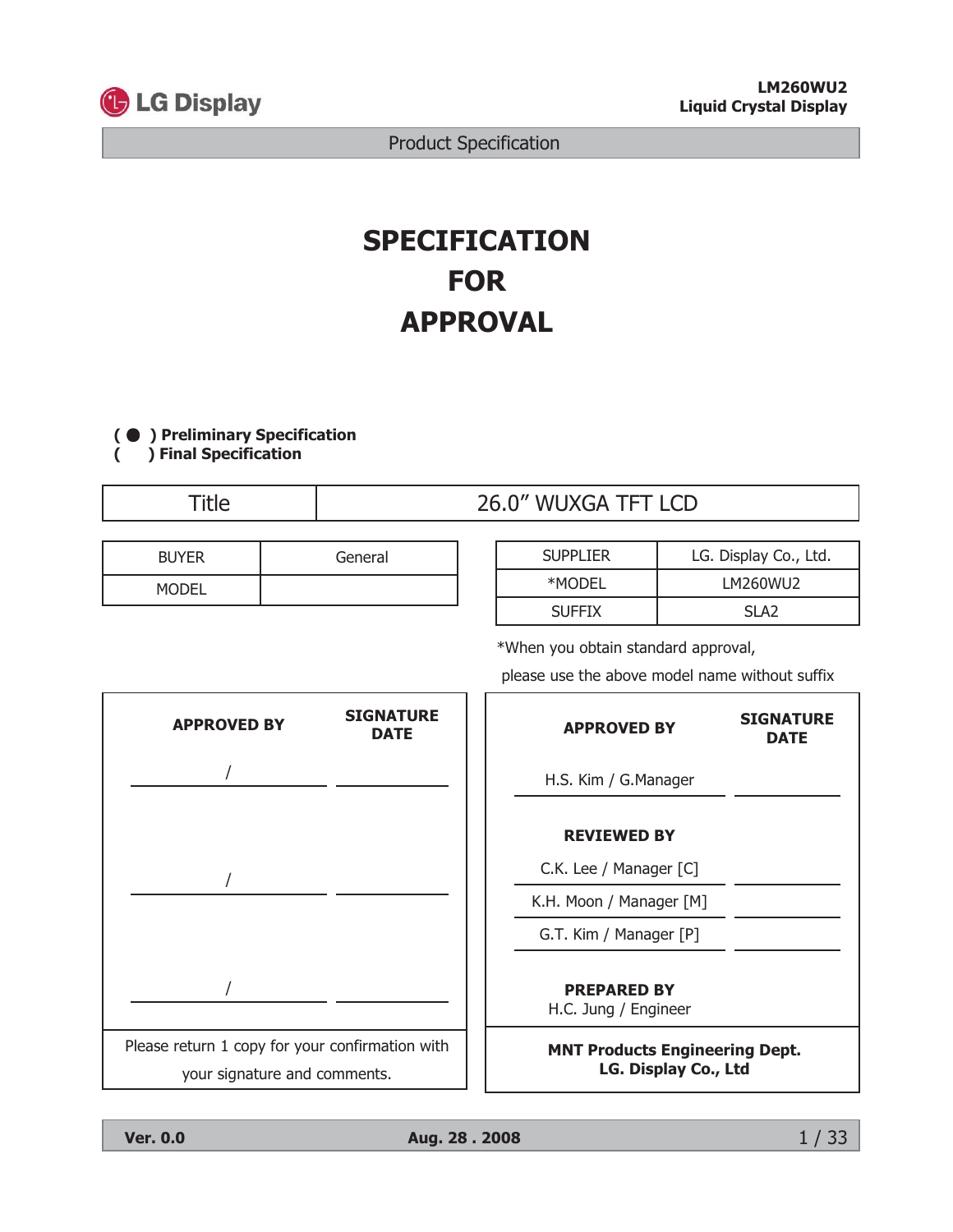LG Display

**LM260WU2**
**Liquid Crystal Display**

Product Specification

# SPECIFICATION FOR APPROVAL

( ● ) **Preliminary Specification**
(   ) **Final Specification**

| Title | 26.0" WUXGA TFT LCD |
|---|---|

| BUYER | General |
|---|---|
| MODEL | |

| SUPPLIER | LG. Display Co., Ltd. |
|---|---|
| *MODEL | LM260WU2 |
| SUFFIX | SLA2 |

*When you obtain standard approval, please use the above model name without suffix

| APPROVED BY | SIGNATURE DATE |
|---|---|
| / | |
| / | |
| / | |
| Please return 1 copy for your confirmation with your signature and comments. | |

| APPROVED BY | SIGNATURE DATE |
|---|---|
| H.S. Kim / G.Manager | |
| **REVIEWED BY** | |
| C.K. Lee / Manager [C] | |
| K.H. Moon / Manager [M] | |
| G.T. Kim / Manager [P] | |
| **PREPARED BY** | |
| H.C. Jung / Engineer | |
| **MNT Products Engineering Dept. LG. Display Co., Ltd** | |

**Ver. 0.0** **Aug. 28 . 2008**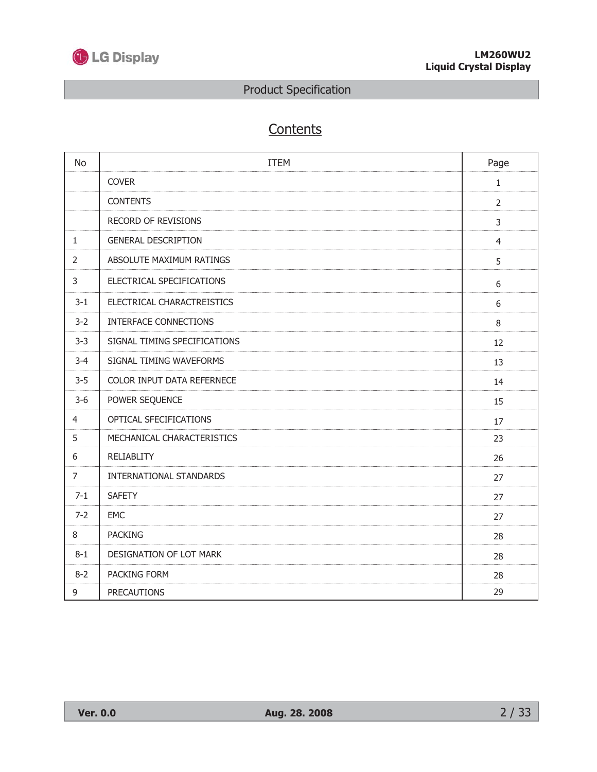# Contents

| No | ITEM | Page |
|---|---|---|
| | COVER | 1 |
| | CONTENTS | 2 |
| | RECORD OF REVISIONS | 3 |
| 1 | GENERAL DESCRIPTION | 4 |
| 2 | ABSOLUTE MAXIMUM RATINGS | 5 |
| 3 | ELECTRICAL SPECIFICATIONS | 6 |
| 3-1 | ELECTRICAL CHARACTREISTICS | 6 |
| 3-2 | INTERFACE CONNECTIONS | 8 |
| 3-3 | SIGNAL TIMING SPECIFICATIONS | 12 |
| 3-4 | SIGNAL TIMING WAVEFORMS | 13 |
| 3-5 | COLOR INPUT DATA REFERNECE | 14 |
| 3-6 | POWER SEQUENCE | 15 |
| 4 | OPTICAL SFECIFICATIONS | 17 |
| 5 | MECHANICAL CHARACTERISTICS | 23 |
| 6 | RELIABLITY | 26 |
| 7 | INTERNATIONAL STANDARDS | 27 |
| 7-1 | SAFETY | 27 |
| 7-2 | EMC | 27 |
| 8 | PACKING | 28 |
| 8-1 | DESIGNATION OF LOT MARK | 28 |
| 8-2 | PACKING FORM | 28 |
| 9 | PRECAUTIONS | 29 |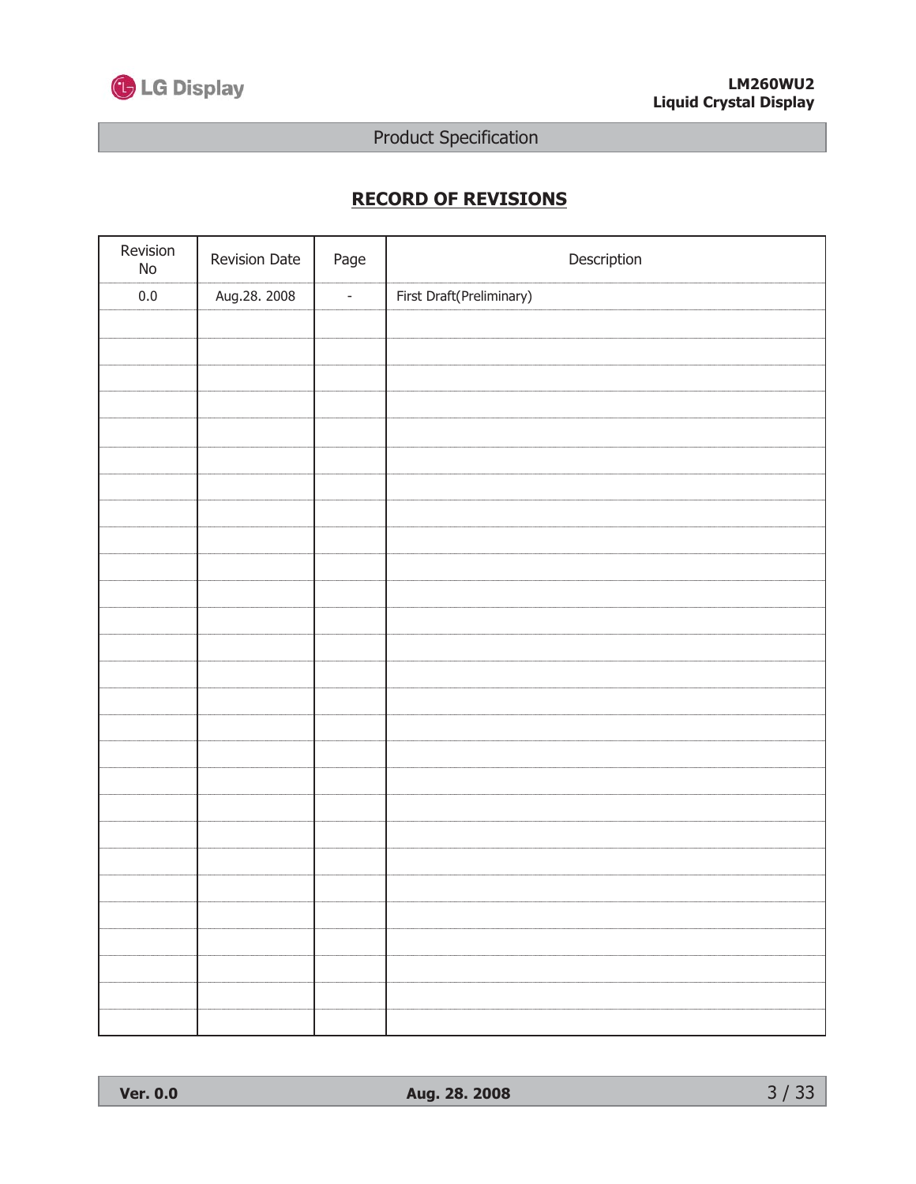## RECORD OF REVISIONS

| Revision No | Revision Date | Page | Description |
|---|---|---|---|
| 0.0 | Aug.28. 2008 | - | First Draft(Preliminary) |
| | | | |
| | | | |
| | | | |
| | | | |
| | | | |
| | | | |
| | | | |
| | | | |
| | | | |
| | | | |
| | | | |
| | | | |
| | | | |
| | | | |
| | | | |
| | | | |
| | | | |
| | | | |
| | | | |
| | | | |
| | | | |
| | | | |
| | | | |
| | | | |
| | | | |
| | | | |
| | | | |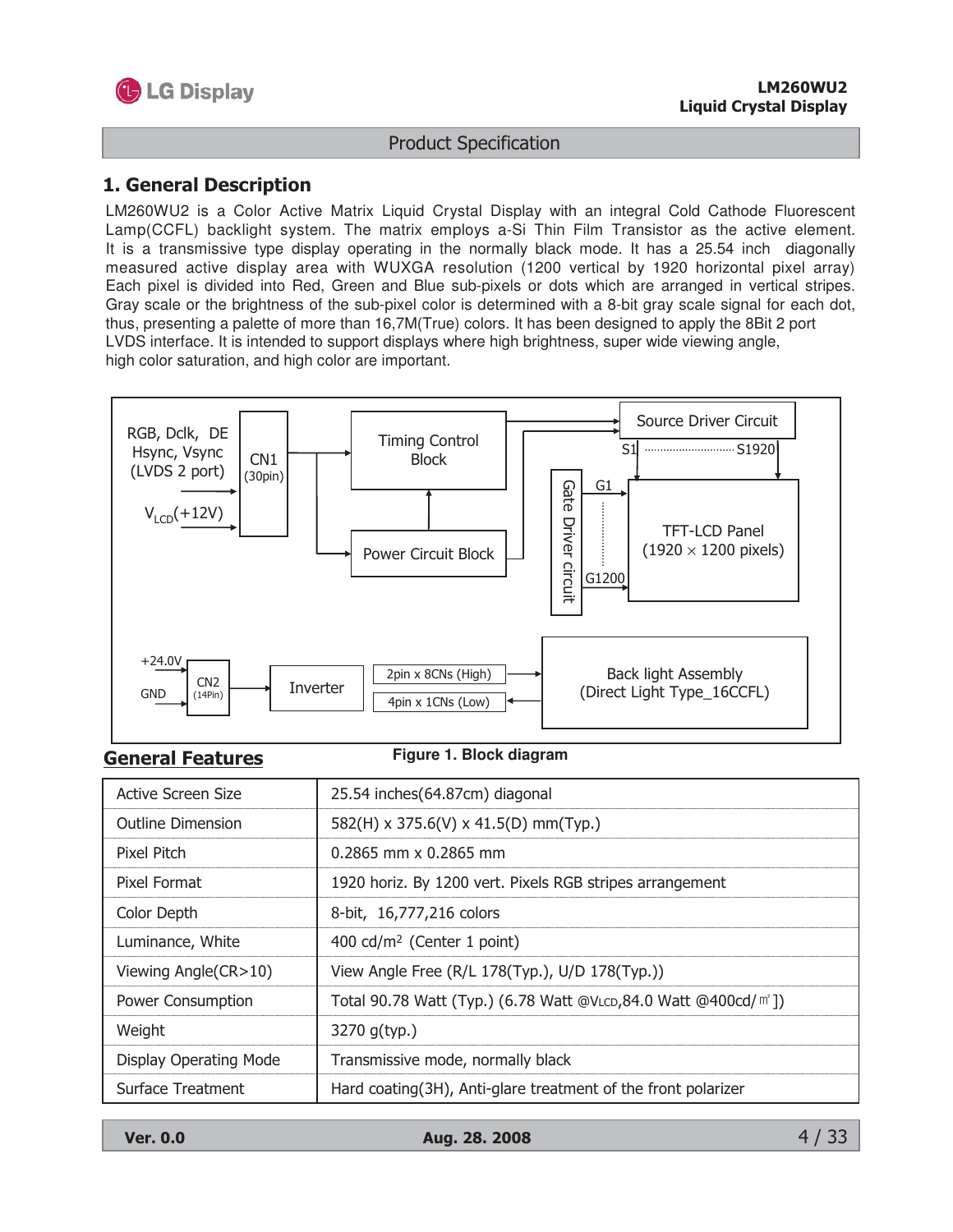# 1. General Description

LM260WU2 is a Color Active Matrix Liquid Crystal Display with an integral Cold Cathode Fluorescent Lamp(CCFL) backlight system. The matrix employs a-Si Thin Film Transistor as the active element. It is a transmissive type display operating in the normally black mode. It has a 25.54 inch diagonally measured active display area with WUXGA resolution (1200 vertical by 1920 horizontal pixel array) Each pixel is divided into Red, Green and Blue sub-pixels or dots which are arranged in vertical stripes. Gray scale or the brightness of the sub-pixel color is determined with a 8-bit gray scale signal for each dot, thus, presenting a palette of more than 16,7M(True) colors. It has been designed to apply the 8Bit 2 port LVDS interface. It is intended to support displays where high brightness, super wide viewing angle, high color saturation, and high color are important.

RGB, Dclk, DE
Hsync, Vsync
(LVDS 2 port)

$V_{LCD}$(+12V)

CN1 (30pin)

Timing Control Block

Power Circuit Block

Source Driver Circuit

S1 ............ S1920

G1 ... G1200

Gate Driver circuit

TFT-LCD Panel (1920 × 1200 pixels)

+24.0V

GND

CN2 (14Pin)

Inverter

2pin x 8CNs (High)

4pin x 1CNs (Low)

Back light Assembly (Direct Light Type_16CCFL)

**Figure 1. Block diagram**

## General Features

| | |
|---|---|
| Active Screen Size | 25.54 inches(64.87cm) diagonal |
| Outline Dimension | 582(H) x 375.6(V) x 41.5(D) mm(Typ.) |
| Pixel Pitch | 0.2865 mm x 0.2865 mm |
| Pixel Format | 1920 horiz. By 1200 vert. Pixels RGB stripes arrangement |
| Color Depth | 8-bit, 16,777,216 colors |
| Luminance, White | 400 cd/m$^2$ (Center 1 point) |
| Viewing Angle(CR>10) | View Angle Free (R/L 178(Typ.), U/D 178(Typ.)) |
| Power Consumption | Total 90.78 Watt (Typ.) (6.78 Watt @$V_{LCD}$,84.0 Watt @400cd/㎡]) |
| Weight | 3270 g(typ.) |
| Display Operating Mode | Transmissive mode, normally black |
| Surface Treatment | Hard coating(3H), Anti-glare treatment of the front polarizer |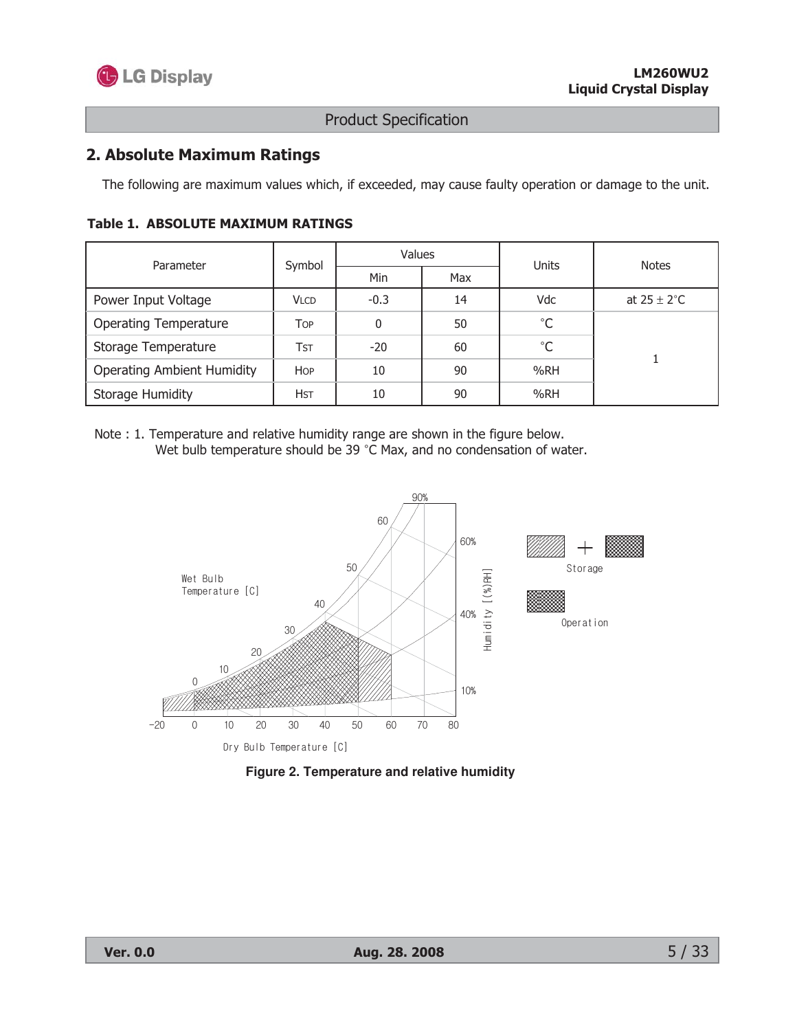## 2. Absolute Maximum Ratings

The following are maximum values which, if exceeded, may cause faulty operation or damage to the unit.

**Table 1. ABSOLUTE MAXIMUM RATINGS**

| Parameter | Symbol | Values | | Units | Notes |
|---|---|---|---|---|---|
| | | Min | Max | | |
| Power Input Voltage | VLCD | -0.3 | 14 | Vdc | at 25 ± 2°C |
| Operating Temperature | TOP | 0 | 50 | °C | 1 |
| Storage Temperature | TST | -20 | 60 | °C | 1 |
| Operating Ambient Humidity | HOP | 10 | 90 | %RH | 1 |
| Storage Humidity | HST | 10 | 90 | %RH | 1 |

Note : 1. Temperature and relative humidity range are shown in the figure below.
Wet bulb temperature should be 39 °C Max, and no condensation of water.

**Figure 2. Temperature and relative humidity**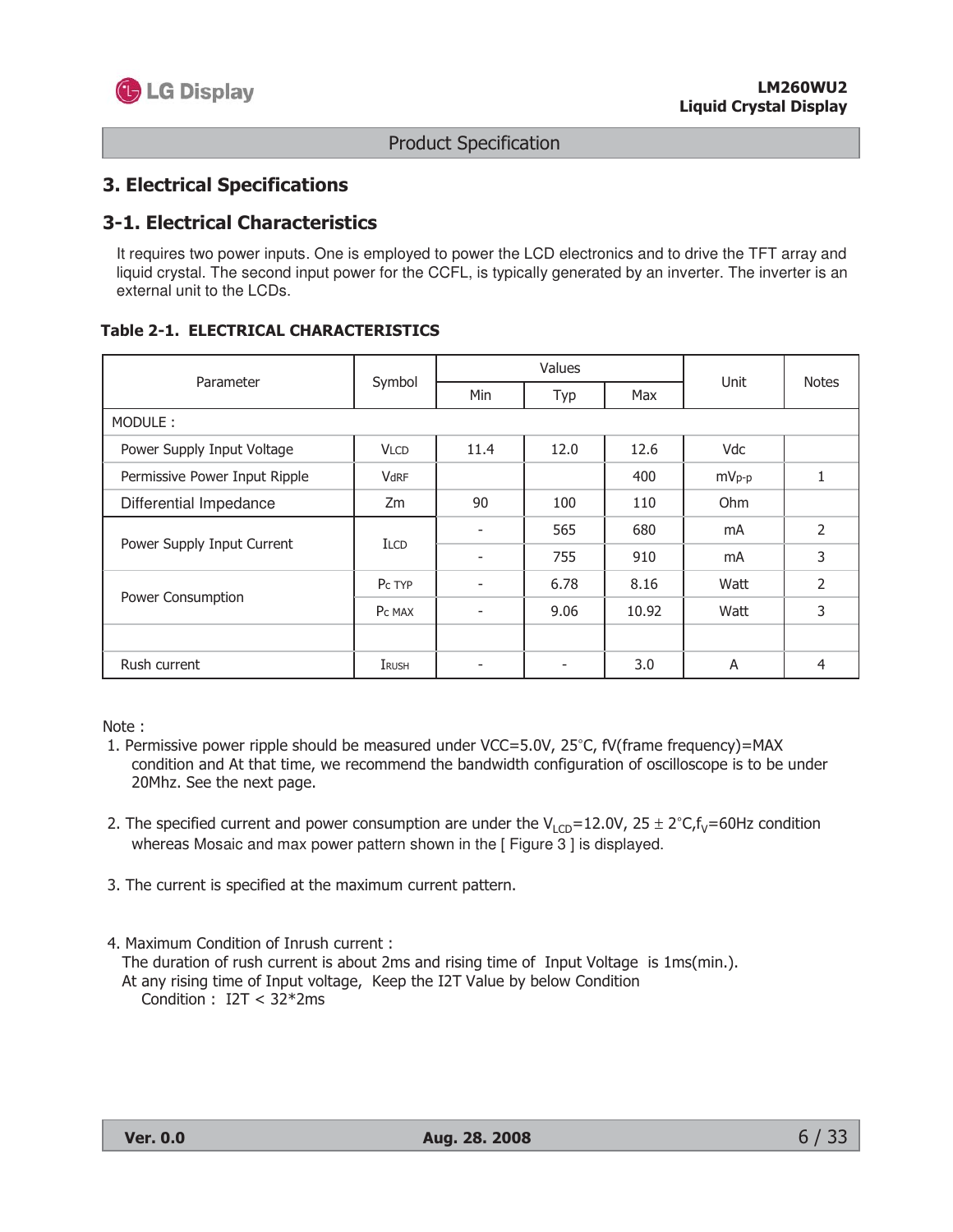# 3. Electrical Specifications

## 3-1. Electrical Characteristics

It requires two power inputs. One is employed to power the LCD electronics and to drive the TFT array and liquid crystal. The second input power for the CCFL, is typically generated by an inverter. The inverter is an external unit to the LCDs.

**Table 2-1. ELECTRICAL CHARACTERISTICS**

| Parameter | Symbol | Values | | | Unit | Notes |
|---|---|---|---|---|---|---|
| | | Min | Typ | Max | | |
| MODULE : | | | | | | |
| Power Supply Input Voltage | $V_{LCD}$ | 11.4 | 12.0 | 12.6 | Vdc | |
| Permissive Power Input Ripple | $V_{dRF}$ | | | 400 | $mV_{p-p}$ | 1 |
| Differential Impedance | Zm | 90 | 100 | 110 | Ohm | |
| Power Supply Input Current | $I_{LCD}$ | - | 565 | 680 | mA | 2 |
| | | - | 755 | 910 | mA | 3 |
| Power Consumption | $P_{C\ TYP}$ | - | 6.78 | 8.16 | Watt | 2 |
| | $P_{C\ MAX}$ | - | 9.06 | 10.92 | Watt | 3 |
| | | | | | | |
| Rush current | $I_{RUSH}$ | - | - | 3.0 | A | 4 |

Note :

1. Permissive power ripple should be measured under VCC=5.0V, 25°C, fV(frame frequency)=MAX condition and At that time, we recommend the bandwidth configuration of oscilloscope is to be under 20Mhz. See the next page.

2. The specified current and power consumption are under the $V_{LCD}$=12.0V, 25 ± 2°C, $f_V$=60Hz condition whereas Mosaic and max power pattern shown in the [ Figure 3 ] is displayed.

3. The current is specified at the maximum current pattern.

4. Maximum Condition of Inrush current :
   The duration of rush current is about 2ms and rising time of Input Voltage is 1ms(min.).
   At any rising time of Input voltage, Keep the I2T Value by below Condition
   Condition : I2T < 32*2ms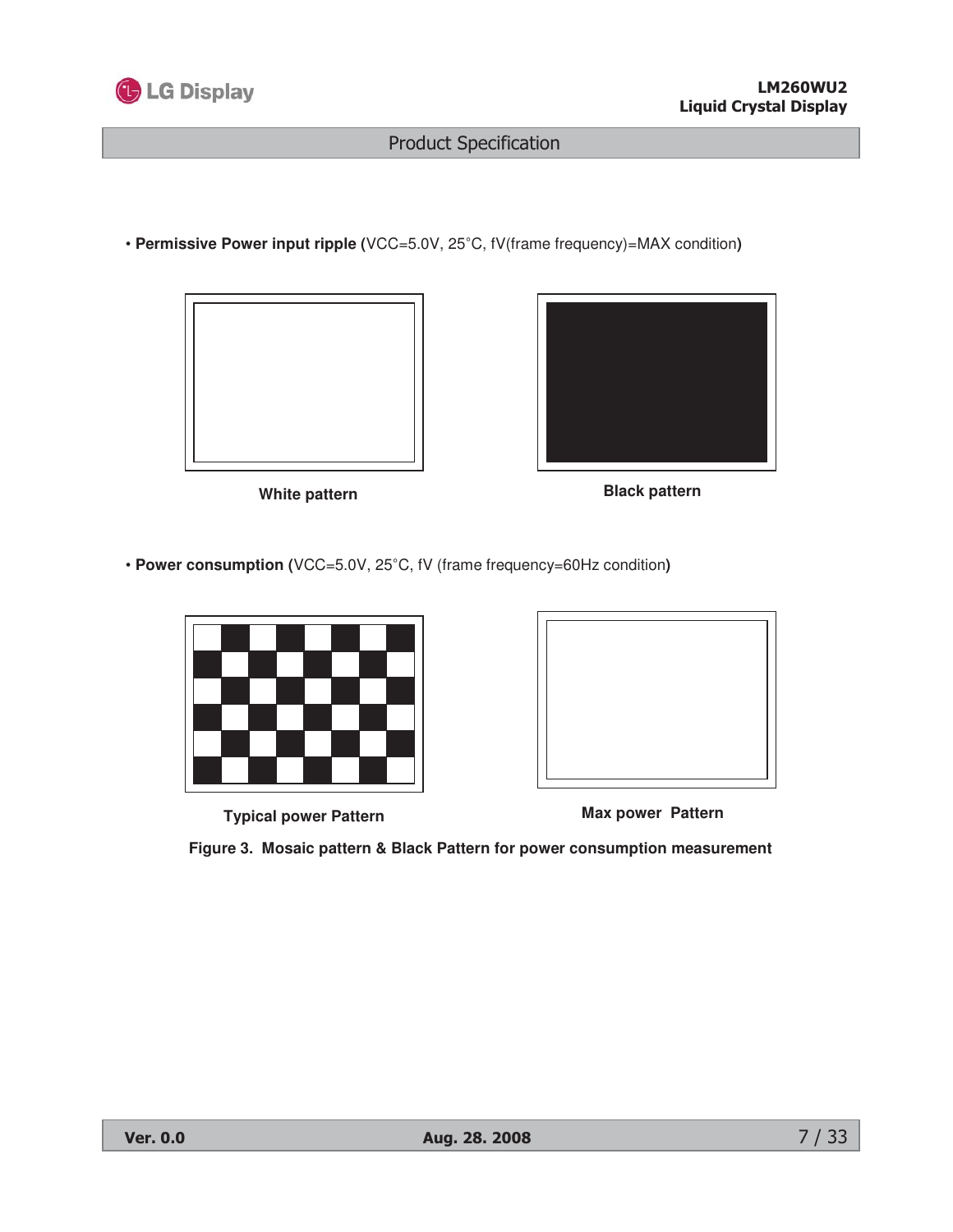• **Permissive Power input ripple (**VCC=5.0V, 25°C, fV(frame frequency)=MAX condition**)**

**White pattern**

**Black pattern**

• **Power consumption (**VCC=5.0V, 25°C, fV (frame frequency=60Hz condition)**)**

**Typical power Pattern**

**Max power Pattern**

**Figure 3. Mosaic pattern & Black Pattern for power consumption measurement**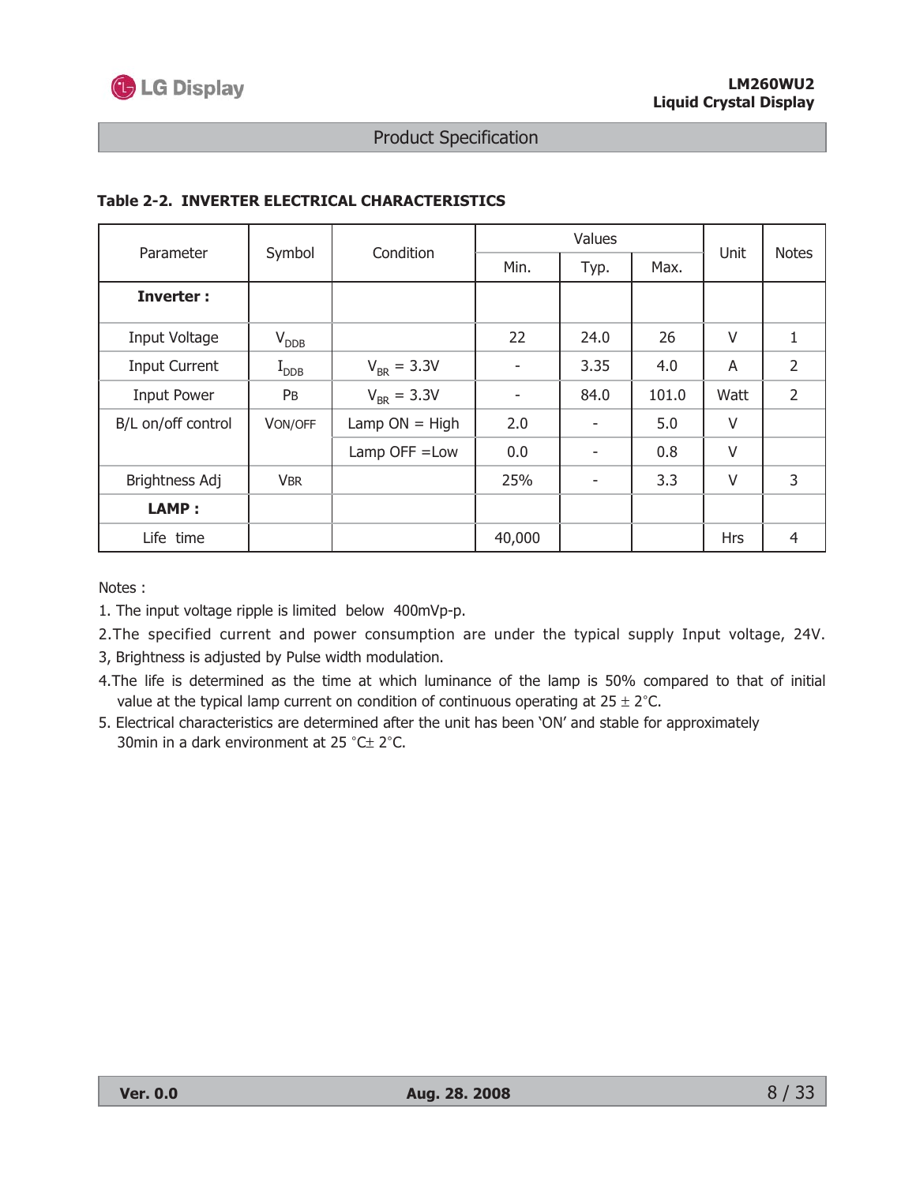**Table 2-2. INVERTER ELECTRICAL CHARACTERISTICS**

| Parameter | Symbol | Condition | Values | | | Unit | Notes |
|---|---|---|---|---|---|---|---|
| | | | Min. | Typ. | Max. | | |
| **Inverter :** | | | | | | | |
| Input Voltage | $V_{DDB}$ | | 22 | 24.0 | 26 | V | 1 |
| Input Current | $I_{DDB}$ | $V_{BR}$ = 3.3V | - | 3.35 | 4.0 | A | 2 |
| Input Power | PB | $V_{BR}$ = 3.3V | - | 84.0 | 101.0 | Watt | 2 |
| B/L on/off control | VON/OFF | Lamp ON = High | 2.0 | - | 5.0 | V | |
| | | Lamp OFF =Low | 0.0 | - | 0.8 | V | |
| Brightness Adj | VBR | | 25% | - | 3.3 | V | 3 |
| **LAMP :** | | | | | | | |
| Life time | | | 40,000 | | | Hrs | 4 |

Notes :

1. The input voltage ripple is limited below 400mVp-p.
2. The specified current and power consumption are under the typical supply Input voltage, 24V.
3. Brightness is adjusted by Pulse width modulation.
4. The life is determined as the time at which luminance of the lamp is 50% compared to that of initial value at the typical lamp current on condition of continuous operating at 25 ± 2°C.
5. Electrical characteristics are determined after the unit has been 'ON' and stable for approximately 30min in a dark environment at 25 °C± 2°C.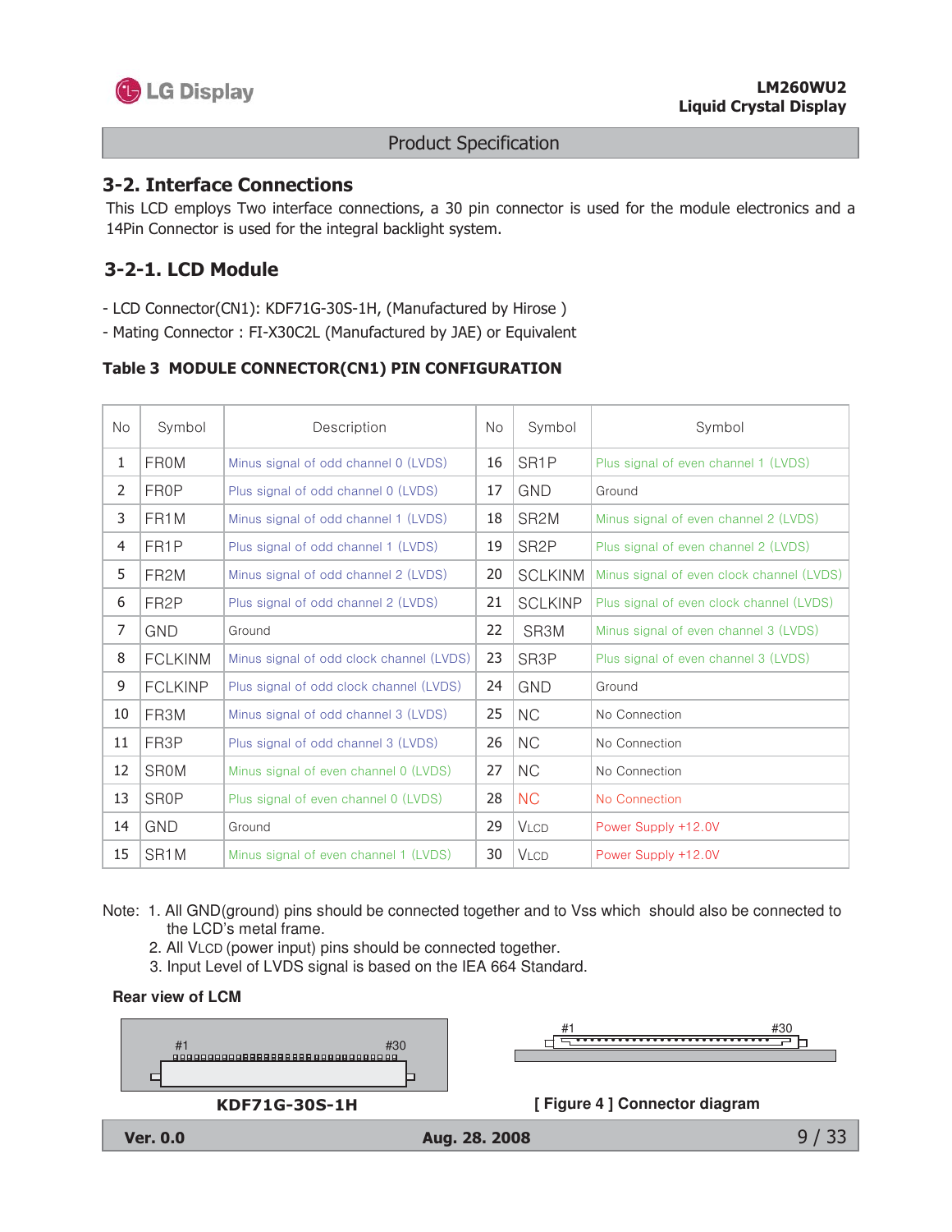## 3-2. Interface Connections

This LCD employs Two interface connections, a 30 pin connector is used for the module electronics and a 14Pin Connector is used for the integral backlight system.

### 3-2-1. LCD Module

- LCD Connector(CN1): KDF71G-30S-1H, (Manufactured by Hirose )
- Mating Connector : FI-X30C2L (Manufactured by JAE) or Equivalent

**Table 3 MODULE CONNECTOR(CN1) PIN CONFIGURATION**

| No | Symbol | Description | No | Symbol | Symbol |
|---|---|---|---|---|---|
| 1 | FR0M | Minus signal of odd channel 0 (LVDS) | 16 | SR1P | Plus signal of even channel 1 (LVDS) |
| 2 | FR0P | Plus signal of odd channel 0 (LVDS) | 17 | GND | Ground |
| 3 | FR1M | Minus signal of odd channel 1 (LVDS) | 18 | SR2M | Minus signal of even channel 2 (LVDS) |
| 4 | FR1P | Plus signal of odd channel 1 (LVDS) | 19 | SR2P | Plus signal of even channel 2 (LVDS) |
| 5 | FR2M | Minus signal of odd channel 2 (LVDS) | 20 | SCLKINM | Minus signal of even clock channel (LVDS) |
| 6 | FR2P | Plus signal of odd channel 2 (LVDS) | 21 | SCLKINP | Plus signal of even clock channel (LVDS) |
| 7 | GND | Ground | 22 | SR3M | Minus signal of even channel 3 (LVDS) |
| 8 | FCLKINM | Minus signal of odd clock channel (LVDS) | 23 | SR3P | Plus signal of even channel 3 (LVDS) |
| 9 | FCLKINP | Plus signal of odd clock channel (LVDS) | 24 | GND | Ground |
| 10 | FR3M | Minus signal of odd channel 3 (LVDS) | 25 | NC | No Connection |
| 11 | FR3P | Plus signal of odd channel 3 (LVDS) | 26 | NC | No Connection |
| 12 | SR0M | Minus signal of even channel 0 (LVDS) | 27 | NC | No Connection |
| 13 | SR0P | Plus signal of even channel 0 (LVDS) | 28 | NC | No Connection |
| 14 | GND | Ground | 29 | VLCD | Power Supply +12.0V |
| 15 | SR1M | Minus signal of even channel 1 (LVDS) | 30 | VLCD | Power Supply +12.0V |

Note: 1. All GND(ground) pins should be connected together and to Vss which should also be connected to the LCD's metal frame.
2. All VLCD (power input) pins should be connected together.
3. Input Level of LVDS signal is based on the IEA 664 Standard.

**Rear view of LCM**

#1 #30

**KDF71G-30S-1H**

#1 #30

**[ Figure 4 ] Connector diagram**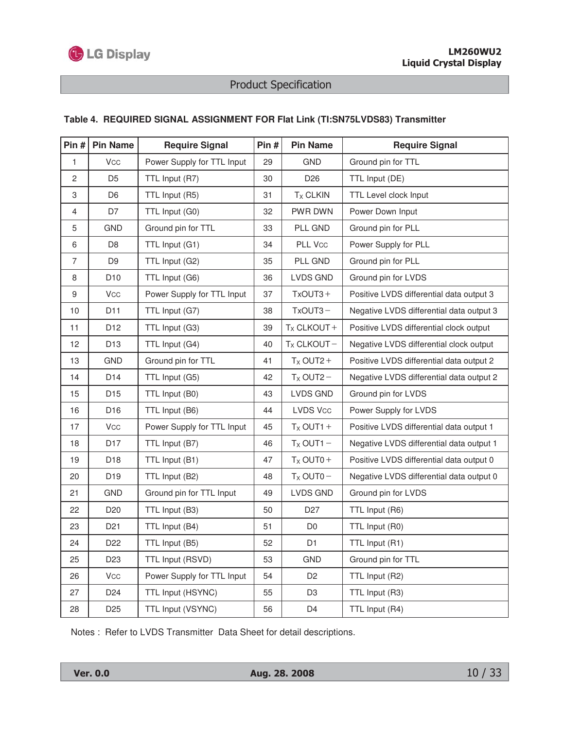**Table 4. REQUIRED SIGNAL ASSIGNMENT FOR Flat Link (TI:SN75LVDS83) Transmitter**

| Pin # | Pin Name | Require Signal | Pin # | Pin Name | Require Signal |
|---|---|---|---|---|---|
| 1 | Vcc | Power Supply for TTL Input | 29 | GND | Ground pin for TTL |
| 2 | D5 | TTL Input (R7) | 30 | D26 | TTL Input (DE) |
| 3 | D6 | TTL Input (R5) | 31 | $T_X$ CLKIN | TTL Level clock Input |
| 4 | D7 | TTL Input (G0) | 32 | PWR DWN | Power Down Input |
| 5 | GND | Ground pin for TTL | 33 | PLL GND | Ground pin for PLL |
| 6 | D8 | TTL Input (G1) | 34 | PLL Vcc | Power Supply for PLL |
| 7 | D9 | TTL Input (G2) | 35 | PLL GND | Ground pin for PLL |
| 8 | D10 | TTL Input (G6) | 36 | LVDS GND | Ground pin for LVDS |
| 9 | Vcc | Power Supply for TTL Input | 37 | TxOUT3＋ | Positive LVDS differential data output 3 |
| 10 | D11 | TTL Input (G7) | 38 | TxOUT3－ | Negative LVDS differential data output 3 |
| 11 | D12 | TTL Input (G3) | 39 | $T_X$ CLKOUT＋ | Positive LVDS differential clock output |
| 12 | D13 | TTL Input (G4) | 40 | $T_X$ CLKOUT－ | Negative LVDS differential clock output |
| 13 | GND | Ground pin for TTL | 41 | $T_X$ OUT2＋ | Positive LVDS differential data output 2 |
| 14 | D14 | TTL Input (G5) | 42 | $T_X$ OUT2－ | Negative LVDS differential data output 2 |
| 15 | D15 | TTL Input (B0) | 43 | LVDS GND | Ground pin for LVDS |
| 16 | D16 | TTL Input (B6) | 44 | LVDS Vcc | Power Supply for LVDS |
| 17 | Vcc | Power Supply for TTL Input | 45 | $T_X$ OUT1＋ | Positive LVDS differential data output 1 |
| 18 | D17 | TTL Input (B7) | 46 | $T_X$ OUT1－ | Negative LVDS differential data output 1 |
| 19 | D18 | TTL Input (B1) | 47 | $T_X$ OUT0＋ | Positive LVDS differential data output 0 |
| 20 | D19 | TTL Input (B2) | 48 | $T_X$ OUT0－ | Negative LVDS differential data output 0 |
| 21 | GND | Ground pin for TTL Input | 49 | LVDS GND | Ground pin for LVDS |
| 22 | D20 | TTL Input (B3) | 50 | D27 | TTL Input (R6) |
| 23 | D21 | TTL Input (B4) | 51 | D0 | TTL Input (R0) |
| 24 | D22 | TTL Input (B5) | 52 | D1 | TTL Input (R1) |
| 25 | D23 | TTL Input (RSVD) | 53 | GND | Ground pin for TTL |
| 26 | Vcc | Power Supply for TTL Input | 54 | D2 | TTL Input (R2) |
| 27 | D24 | TTL Input (HSYNC) | 55 | D3 | TTL Input (R3) |
| 28 | D25 | TTL Input (VSYNC) | 56 | D4 | TTL Input (R4) |

Notes : Refer to LVDS Transmitter Data Sheet for detail descriptions.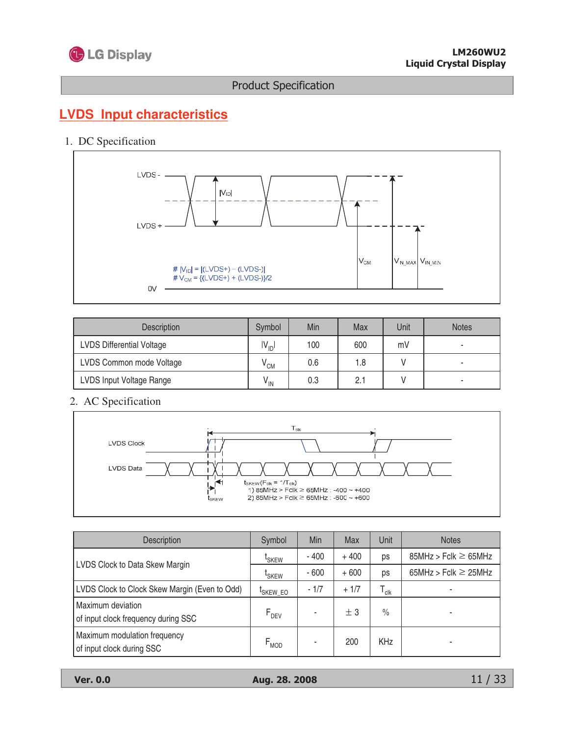## LVDS Input characteristics

1. DC Specification

# $|V_{ID}|$ = |(LVDS+) – (LVDS-)|
# $V_{CM}$ = {(LVDS+) + (LVDS-)}/2

| Description | Symbol | Min | Max | Unit | Notes |
|---|---|---|---|---|---|
| LVDS Differential Voltage | $\|V_{ID}\|$ | 100 | 600 | mV | - |
| LVDS Common mode Voltage | $V_{CM}$ | 0.6 | 1.8 | V | - |
| LVDS Input Voltage Range | $V_{IN}$ | 0.3 | 2.1 | V | - |

2. AC Specification

$t_{SKEW}$ ($F_{clk}$ = 1/$T_{clk}$)
1) 85MHz > Fclk ≥ 65MHz : -400 ~ +400
2) 85MHz > Fclk ≥ 65MHz : -600 ~ +600

| Description | Symbol | Min | Max | Unit | Notes |
|---|---|---|---|---|---|
| LVDS Clock to Data Skew Margin | $t_{SKEW}$ | - 400 | + 400 | ps | 85MHz > Fclk ≥ 65MHz |
| | $t_{SKEW}$ | - 600 | + 600 | ps | 65MHz > Fclk ≥ 25MHz |
| LVDS Clock to Clock Skew Margin (Even to Odd) | $t_{SKEW\_EO}$ | - 1/7 | + 1/7 | $T_{clk}$ | - |
| Maximum deviation of input clock frequency during SSC | $F_{DEV}$ | - | ± 3 | % | - |
| Maximum modulation frequency of input clock during SSC | $F_{MOD}$ | - | 200 | KHz | - |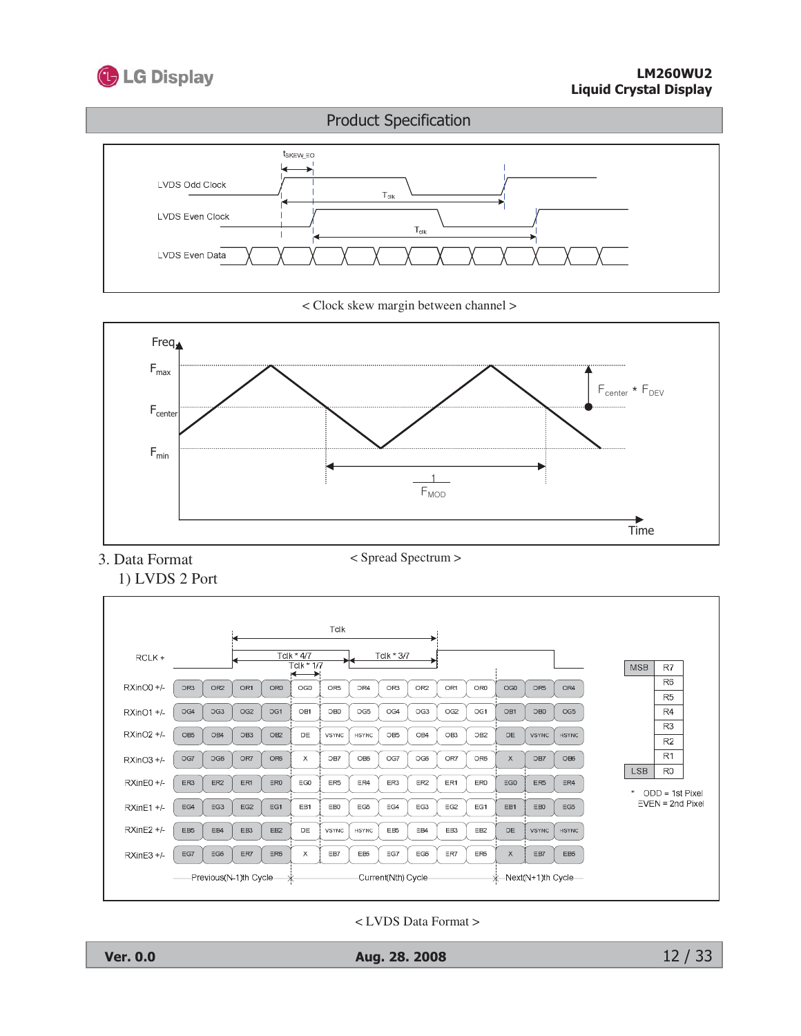< Clock skew margin between channel >

< Spread Spectrum >

3. Data Format

1) LVDS 2 Port

| | | | | | | | | | | | | | | |
|---|---|---|---|---|---|---|---|---|---|---|---|---|---|---|
| RXinO0 +/- | OR3 | OR2 | OR1 | OR0 | OG0 | OR5 | OR4 | OR3 | OR2 | OR1 | OR0 | OG0 | OR5 | OR4 |
| RXinO1 +/- | OG4 | OG3 | OG2 | OG1 | OB1 | OB0 | OG5 | OG4 | OG3 | OG2 | OG1 | OB1 | OB0 | OG5 |
| RXinO2 +/- | OB5 | OB4 | OB3 | OB2 | DE | VSYNC | HSYNC | OB5 | OB4 | OB3 | OB2 | DE | VSYNC | HSYNC |
| RXinO3 +/- | OG7 | OG6 | OR7 | OR6 | X | OB7 | OB6 | OG7 | OG6 | OR7 | OR6 | X | OB7 | OB6 |
| RXinE0 +/- | ER3 | ER2 | ER1 | ER0 | EG0 | ER5 | ER4 | ER3 | ER2 | ER1 | ER0 | EG0 | ER5 | ER4 |
| RXinE1 +/- | EG4 | EG3 | EG2 | EG1 | EB1 | EB0 | EG5 | EG4 | EG3 | EG2 | EG1 | EB1 | EB0 | EG5 |
| RXinE2 +/- | EB5 | EB4 | EB3 | EB2 | DE | VSYNC | HSYNC | EB5 | EB4 | EB3 | EB2 | DE | VSYNC | HSYNC |
| RXinE3 +/- | EG7 | EG6 | ER7 | ER6 | X | EB7 | EB6 | EG7 | EG6 | ER7 | ER6 | X | EB7 | EB6 |

Previous(N-1)th Cycle | Current(Nth) Cycle | Next(N+1)th Cycle

RCLK +: Tclk; Tclk * 4/7; Tclk * 3/7; Tclk * 1/7

| | |
|---|---|
| MSB | R7 |
| | R6 |
| | R5 |
| | R4 |
| | R3 |
| | R2 |
| | R1 |
| LSB | R0 |

\* ODD = 1st Pixel
EVEN = 2nd Pixel

< LVDS Data Format >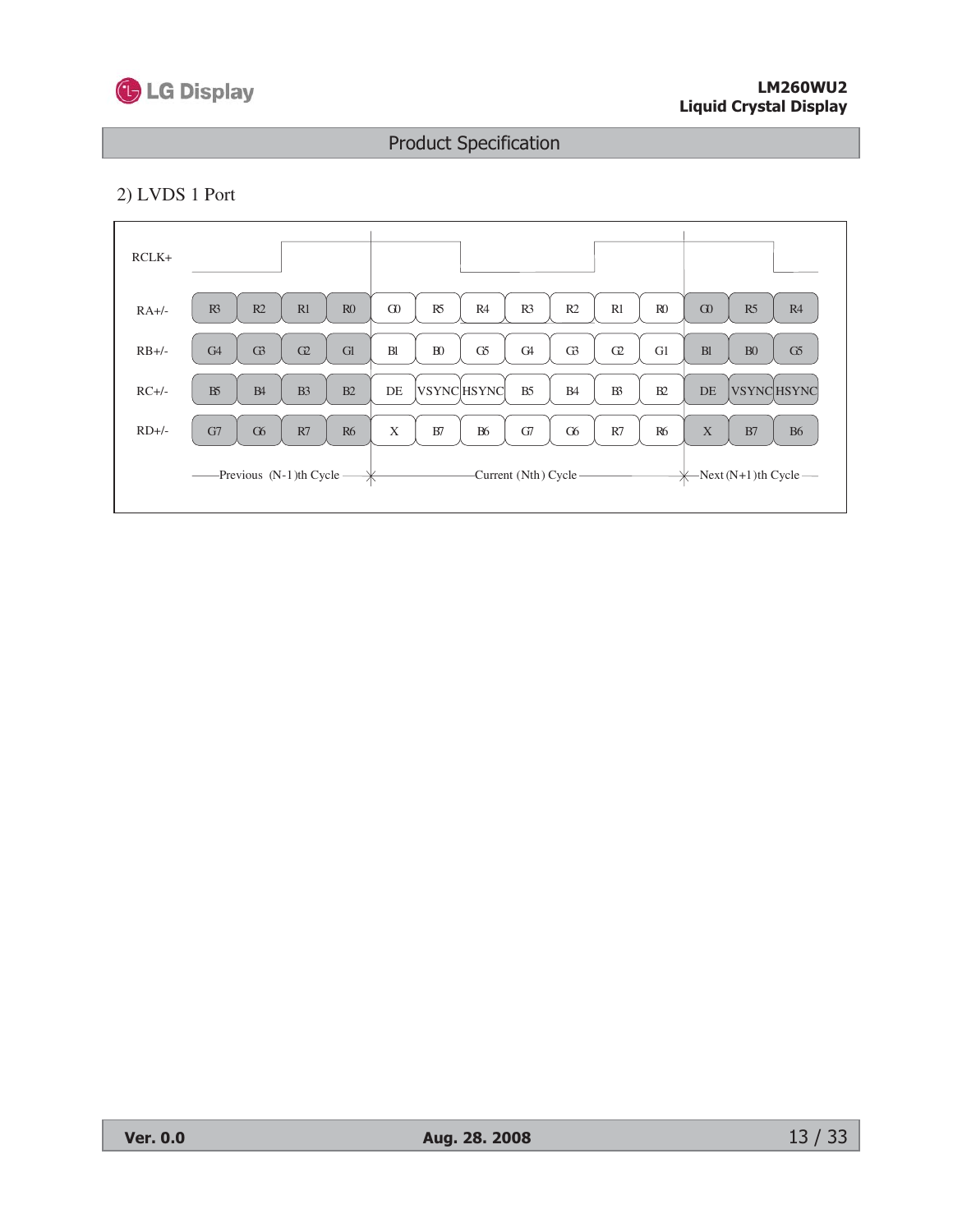2) LVDS 1 Port

| Signal | Previous (N-1)th Cycle | | | | Current (Nth) Cycle | | | | | | | Next (N+1)th Cycle | | |
|---|---|---|---|---|---|---|---|---|---|---|---|---|---|---|
| RA+/- | R3 | R2 | R1 | R0 | G0 | R5 | R4 | R3 | R2 | R1 | R0 | G0 | R5 | R4 |
| RB+/- | G4 | G3 | G2 | G1 | B1 | B0 | G5 | G4 | G3 | G2 | G1 | B1 | B0 | G5 |
| RC+/- | B5 | B4 | B3 | B2 | DE | VSYNC | HSYNC | B5 | B4 | B3 | B2 | DE | VSYNC | HSYNC |
| RD+/- | G7 | G6 | R7 | R6 | X | B7 | B6 | G7 | G6 | R7 | R6 | X | B7 | B6 |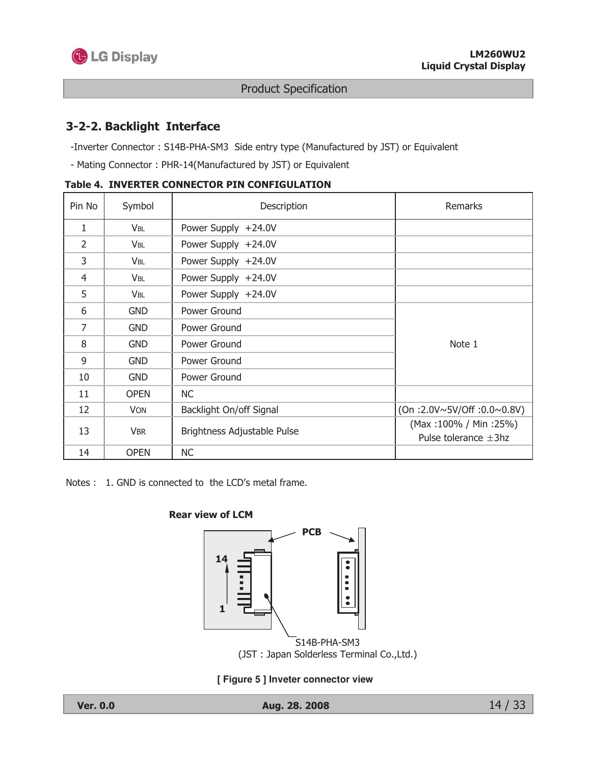### 3-2-2. Backlight Interface

-Inverter Connector : S14B-PHA-SM3 Side entry type (Manufactured by JST) or Equivalent

- Mating Connector : PHR-14(Manufactured by JST) or Equivalent

**Table 4. INVERTER CONNECTOR PIN CONFIGULATION**

| Pin No | Symbol | Description | Remarks |
|---|---|---|---|
| 1 | $V_{BL}$ | Power Supply +24.0V | |
| 2 | $V_{BL}$ | Power Supply +24.0V | |
| 3 | $V_{BL}$ | Power Supply +24.0V | |
| 4 | $V_{BL}$ | Power Supply +24.0V | |
| 5 | $V_{BL}$ | Power Supply +24.0V | |
| 6 | GND | Power Ground | Note 1 |
| 7 | GND | Power Ground | |
| 8 | GND | Power Ground | |
| 9 | GND | Power Ground | |
| 10 | GND | Power Ground | |
| 11 | OPEN | NC | |
| 12 | $V_{ON}$ | Backlight On/off Signal | (On :2.0V~5V/Off :0.0~0.8V) |
| 13 | $V_{BR}$ | Brightness Adjustable Pulse | (Max :100% / Min :25%) Pulse tolerance ±3hz |
| 14 | OPEN | NC | |

Notes : 1. GND is connected to the LCD's metal frame.

**Rear view of LCM**

PCB

14

1

S14B-PHA-SM3

(JST : Japan Solderless Terminal Co.,Ltd.)

**[ Figure 5 ] Inveter connector view**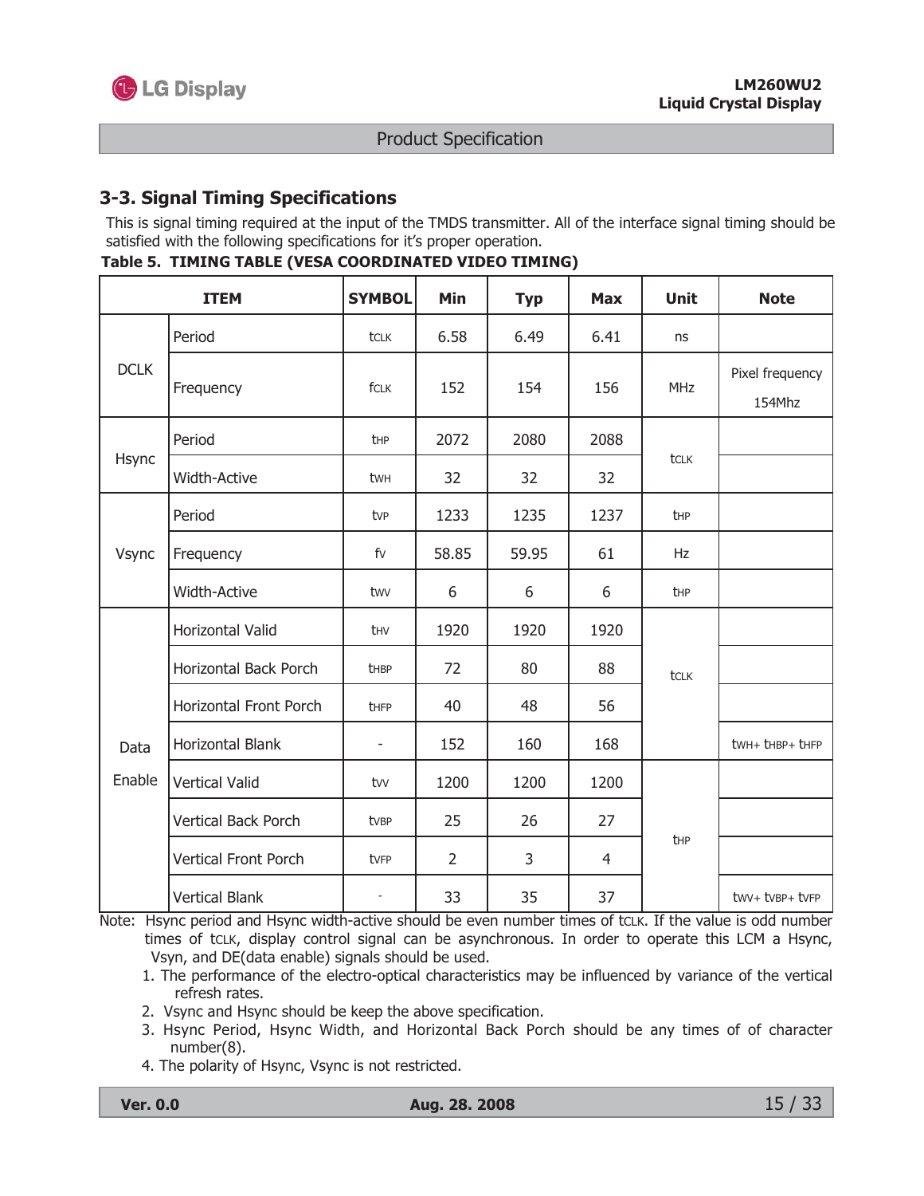## 3-3. Signal Timing Specifications

This is signal timing required at the input of the TMDS transmitter. All of the interface signal timing should be satisfied with the following specifications for it's proper operation.

**Table 5. TIMING TABLE (VESA COORDINATED VIDEO TIMING)**

| ITEM | | SYMBOL | Min | Typ | Max | Unit | Note |
|---|---|---|---|---|---|---|---|
| DCLK | Period | $t_{CLK}$ | 6.58 | 6.49 | 6.41 | ns | |
| | Frequency | $f_{CLK}$ | 152 | 154 | 156 | MHz | Pixel frequency 154Mhz |
| Hsync | Period | $t_{HP}$ | 2072 | 2080 | 2088 | $t_{CLK}$ | |
| | Width-Active | $t_{WH}$ | 32 | 32 | 32 | | |
| Vsync | Period | $t_{VP}$ | 1233 | 1235 | 1237 | $t_{HP}$ | |
| | Frequency | $f_V$ | 58.85 | 59.95 | 61 | Hz | |
| | Width-Active | $t_{WV}$ | 6 | 6 | 6 | $t_{HP}$ | |
| Data Enable | Horizontal Valid | $t_{HV}$ | 1920 | 1920 | 1920 | $t_{CLK}$ | |
| | Horizontal Back Porch | $t_{HBP}$ | 72 | 80 | 88 | | |
| | Horizontal Front Porch | $t_{HFP}$ | 40 | 48 | 56 | | |
| | Horizontal Blank | - | 152 | 160 | 168 | | $t_{WH}+t_{HBP}+t_{HFP}$ |
| | Vertical Valid | $t_{VV}$ | 1200 | 1200 | 1200 | $t_{HP}$ | |
| | Vertical Back Porch | $t_{VBP}$ | 25 | 26 | 27 | | |
| | Vertical Front Porch | $t_{VFP}$ | 2 | 3 | 4 | | |
| | Vertical Blank | - | 33 | 35 | 37 | | $t_{WV}+t_{VBP}+t_{VFP}$ |

Note: Hsync period and Hsync width-active should be even number times of $t_{CLK}$. If the value is odd number times of $t_{CLK}$, display control signal can be asynchronous. In order to operate this LCM a Hsync, Vsyn, and DE(data enable) signals should be used.

1. The performance of the electro-optical characteristics may be influenced by variance of the vertical refresh rates.
2. Vsync and Hsync should be keep the above specification.
3. Hsync Period, Hsync Width, and Horizontal Back Porch should be any times of of character number(8).
4. The polarity of Hsync, Vsync is not restricted.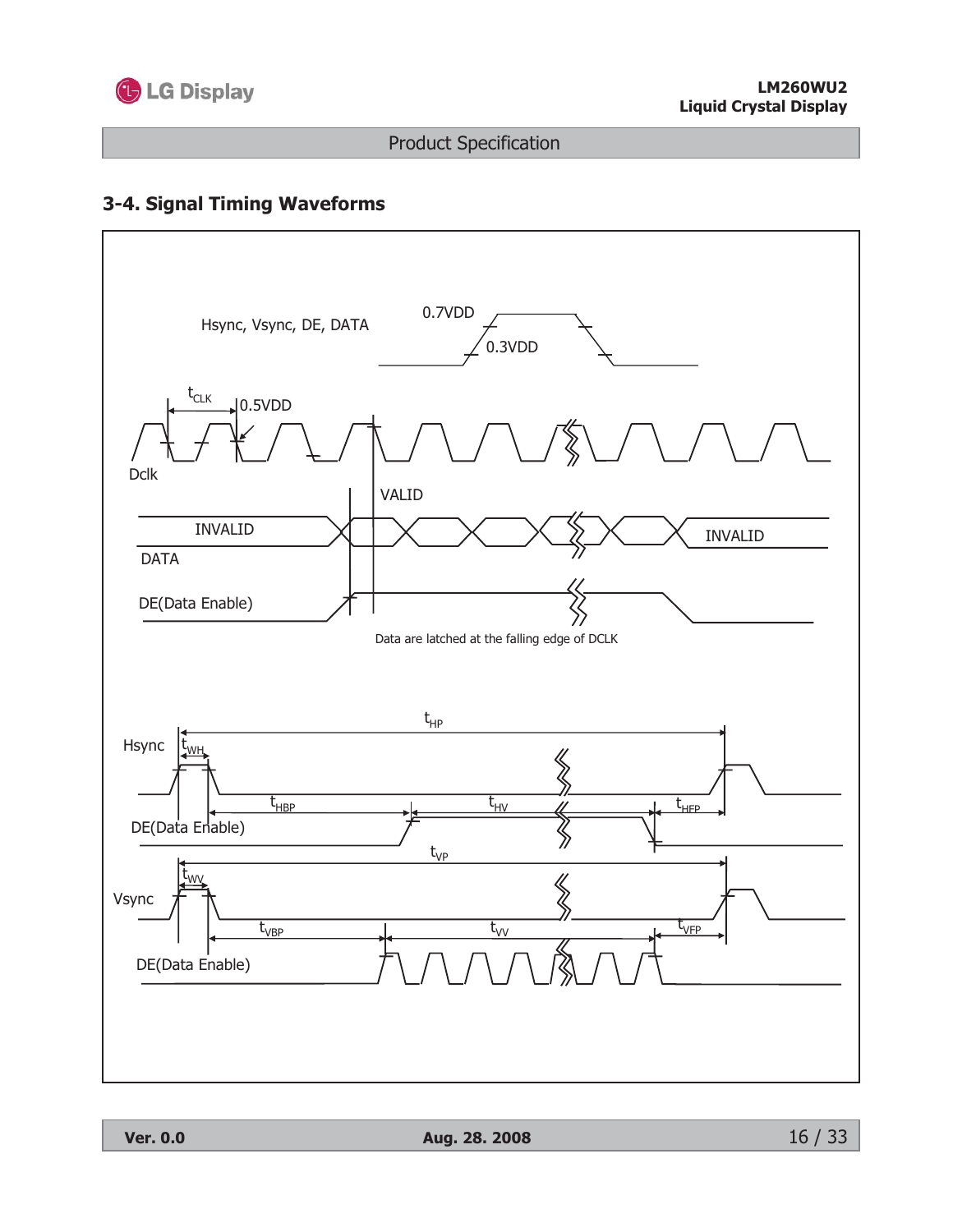## 3-4. Signal Timing Waveforms

Hsync, Vsync, DE, DATA

0.7VDD

0.3VDD

$t_{CLK}$

0.5VDD

Dclk

VALID

INVALID

DATA

INVALID

DE(Data Enable)

Data are latched at the falling edge of DCLK

$t_{HP}$

Hsync

$t_{WH}$

$t_{HBP}$ $t_{HV}$ $t_{HFP}$

DE(Data Enable)

$t_{VP}$

$t_{WV}$

Vsync

$t_{VBP}$ $t_{VV}$ $t_{VFP}$

DE(Data Enable)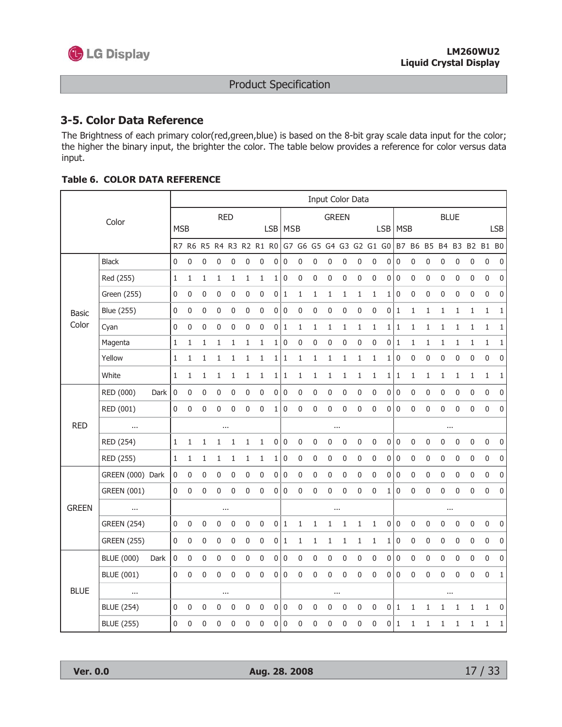## 3-5. Color Data Reference

The Brightness of each primary color(red,green,blue) is based on the 8-bit gray scale data input for the color; the higher the binary input, the brighter the color. The table below provides a reference for color versus data input.

**Table 6. COLOR DATA REFERENCE**

| Color | | Input Color Data | | | | | | | | | | | | | | | | | | | | | | | |
|---|---|---|---|---|---|---|---|---|---|---|---|---|---|---|---|---|---|---|---|---|---|---|---|---|---|
| | | RED MSB | | | | | | | LSB | GREEN MSB | | | | | | | LSB | BLUE MSB | | | | | | | LSB |
| | | R7 | R6 | R5 | R4 | R3 | R2 | R1 | R0 | G7 | G6 | G5 | G4 | G3 | G2 | G1 | G0 | B7 | B6 | B5 | B4 | B3 | B2 | B1 | B0 |
| Basic Color | Black | 0 | 0 | 0 | 0 | 0 | 0 | 0 | 0 | 0 | 0 | 0 | 0 | 0 | 0 | 0 | 0 | 0 | 0 | 0 | 0 | 0 | 0 | 0 | 0 |
| | Red (255) | 1 | 1 | 1 | 1 | 1 | 1 | 1 | 1 | 0 | 0 | 0 | 0 | 0 | 0 | 0 | 0 | 0 | 0 | 0 | 0 | 0 | 0 | 0 | 0 |
| | Green (255) | 0 | 0 | 0 | 0 | 0 | 0 | 0 | 0 | 1 | 1 | 1 | 1 | 1 | 1 | 1 | 1 | 0 | 0 | 0 | 0 | 0 | 0 | 0 | 0 |
| | Blue (255) | 0 | 0 | 0 | 0 | 0 | 0 | 0 | 0 | 0 | 0 | 0 | 0 | 0 | 0 | 0 | 0 | 1 | 1 | 1 | 1 | 1 | 1 | 1 | 1 |
| | Cyan | 0 | 0 | 0 | 0 | 0 | 0 | 0 | 0 | 1 | 1 | 1 | 1 | 1 | 1 | 1 | 1 | 1 | 1 | 1 | 1 | 1 | 1 | 1 | 1 |
| | Magenta | 1 | 1 | 1 | 1 | 1 | 1 | 1 | 1 | 0 | 0 | 0 | 0 | 0 | 0 | 0 | 0 | 1 | 1 | 1 | 1 | 1 | 1 | 1 | 1 |
| | Yellow | 1 | 1 | 1 | 1 | 1 | 1 | 1 | 1 | 1 | 1 | 1 | 1 | 1 | 1 | 1 | 1 | 0 | 0 | 0 | 0 | 0 | 0 | 0 | 0 |
| | White | 1 | 1 | 1 | 1 | 1 | 1 | 1 | 1 | 1 | 1 | 1 | 1 | 1 | 1 | 1 | 1 | 1 | 1 | 1 | 1 | 1 | 1 | 1 | 1 |
| RED | RED (000) Dark | 0 | 0 | 0 | 0 | 0 | 0 | 0 | 0 | 0 | 0 | 0 | 0 | 0 | 0 | 0 | 0 | 0 | 0 | 0 | 0 | 0 | 0 | 0 | 0 |
| | RED (001) | 0 | 0 | 0 | 0 | 0 | 0 | 0 | 1 | 0 | 0 | 0 | 0 | 0 | 0 | 0 | 0 | 0 | 0 | 0 | 0 | 0 | 0 | 0 | 0 |
| | ... | ... | | | | | | | | ... | | | | | | | | ... | | | | | | | |
| | RED (254) | 1 | 1 | 1 | 1 | 1 | 1 | 1 | 0 | 0 | 0 | 0 | 0 | 0 | 0 | 0 | 0 | 0 | 0 | 0 | 0 | 0 | 0 | 0 | 0 |
| | RED (255) | 1 | 1 | 1 | 1 | 1 | 1 | 1 | 1 | 0 | 0 | 0 | 0 | 0 | 0 | 0 | 0 | 0 | 0 | 0 | 0 | 0 | 0 | 0 | 0 |
| GREEN | GREEN (000) Dark | 0 | 0 | 0 | 0 | 0 | 0 | 0 | 0 | 0 | 0 | 0 | 0 | 0 | 0 | 0 | 0 | 0 | 0 | 0 | 0 | 0 | 0 | 0 | 0 |
| | GREEN (001) | 0 | 0 | 0 | 0 | 0 | 0 | 0 | 0 | 0 | 0 | 0 | 0 | 0 | 0 | 0 | 1 | 0 | 0 | 0 | 0 | 0 | 0 | 0 | 0 |
| | ... | ... | | | | | | | | ... | | | | | | | | ... | | | | | | | |
| | GREEN (254) | 0 | 0 | 0 | 0 | 0 | 0 | 0 | 0 | 1 | 1 | 1 | 1 | 1 | 1 | 1 | 0 | 0 | 0 | 0 | 0 | 0 | 0 | 0 | 0 |
| | GREEN (255) | 0 | 0 | 0 | 0 | 0 | 0 | 0 | 0 | 1 | 1 | 1 | 1 | 1 | 1 | 1 | 1 | 0 | 0 | 0 | 0 | 0 | 0 | 0 | 0 |
| BLUE | BLUE (000) Dark | 0 | 0 | 0 | 0 | 0 | 0 | 0 | 0 | 0 | 0 | 0 | 0 | 0 | 0 | 0 | 0 | 0 | 0 | 0 | 0 | 0 | 0 | 0 | 0 |
| | BLUE (001) | 0 | 0 | 0 | 0 | 0 | 0 | 0 | 0 | 0 | 0 | 0 | 0 | 0 | 0 | 0 | 0 | 0 | 0 | 0 | 0 | 0 | 0 | 0 | 1 |
| | ... | ... | | | | | | | | ... | | | | | | | | ... | | | | | | | |
| | BLUE (254) | 0 | 0 | 0 | 0 | 0 | 0 | 0 | 0 | 0 | 0 | 0 | 0 | 0 | 0 | 0 | 0 | 1 | 1 | 1 | 1 | 1 | 1 | 1 | 0 |
| | BLUE (255) | 0 | 0 | 0 | 0 | 0 | 0 | 0 | 0 | 0 | 0 | 0 | 0 | 0 | 0 | 0 | 0 | 1 | 1 | 1 | 1 | 1 | 1 | 1 | 1 |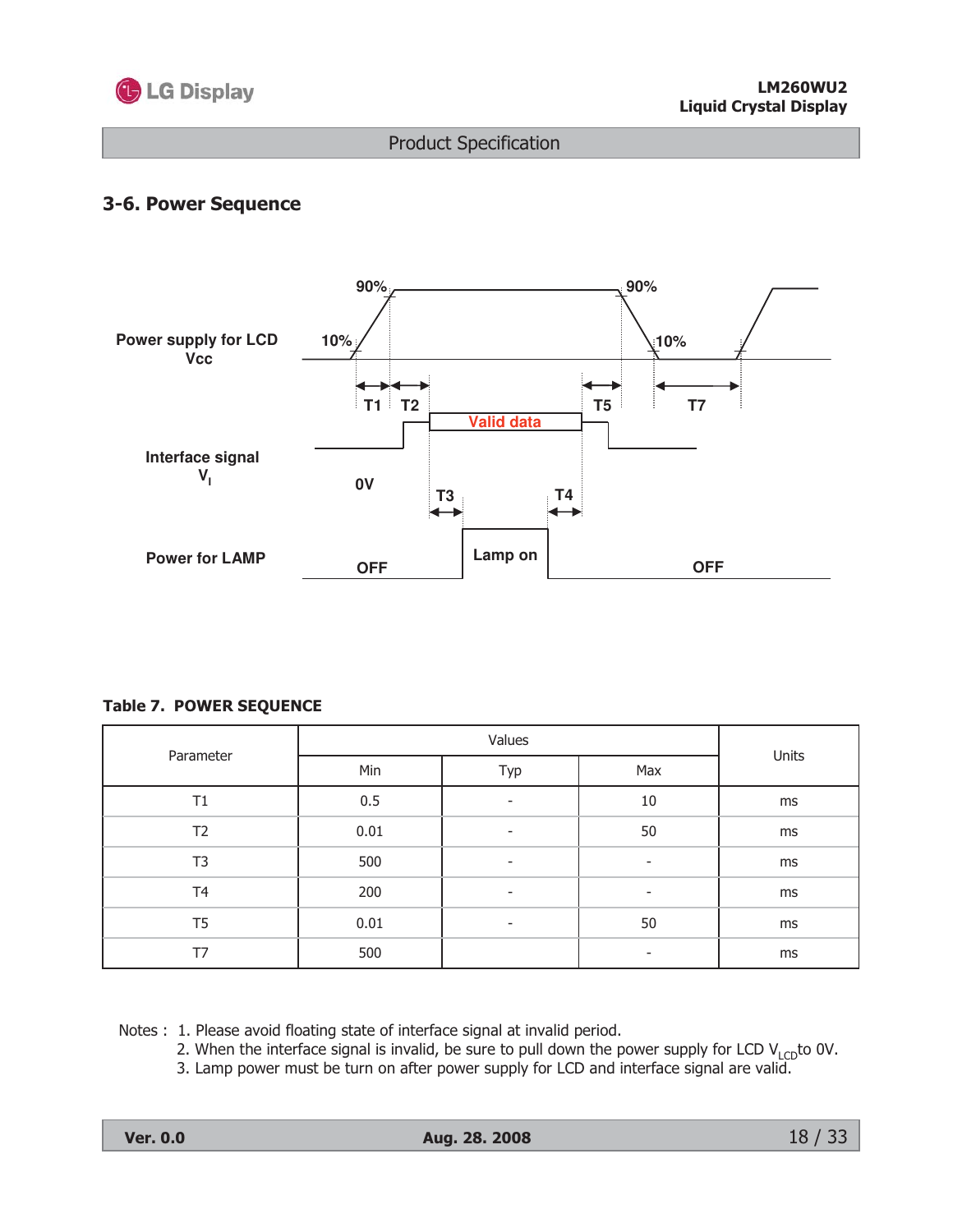## 3-6. Power Sequence

Power supply for LCD Vcc

90% 90%

10% 10%

T1 T2 T5 T7

Valid data

Interface signal $V_I$

0V

T3 T4

Power for LAMP

OFF Lamp on OFF

**Table 7. POWER SEQUENCE**

| Parameter | Values | | | Units |
|---|---|---|---|---|
| | Min | Typ | Max | |
| T1 | 0.5 | - | 10 | ms |
| T2 | 0.01 | - | 50 | ms |
| T3 | 500 | - | - | ms |
| T4 | 200 | - | - | ms |
| T5 | 0.01 | - | 50 | ms |
| T7 | 500 | | - | ms |

Notes : 1. Please avoid floating state of interface signal at invalid period.
2. When the interface signal is invalid, be sure to pull down the power supply for LCD $V_{LCD}$ to 0V.
3. Lamp power must be turn on after power supply for LCD and interface signal are valid.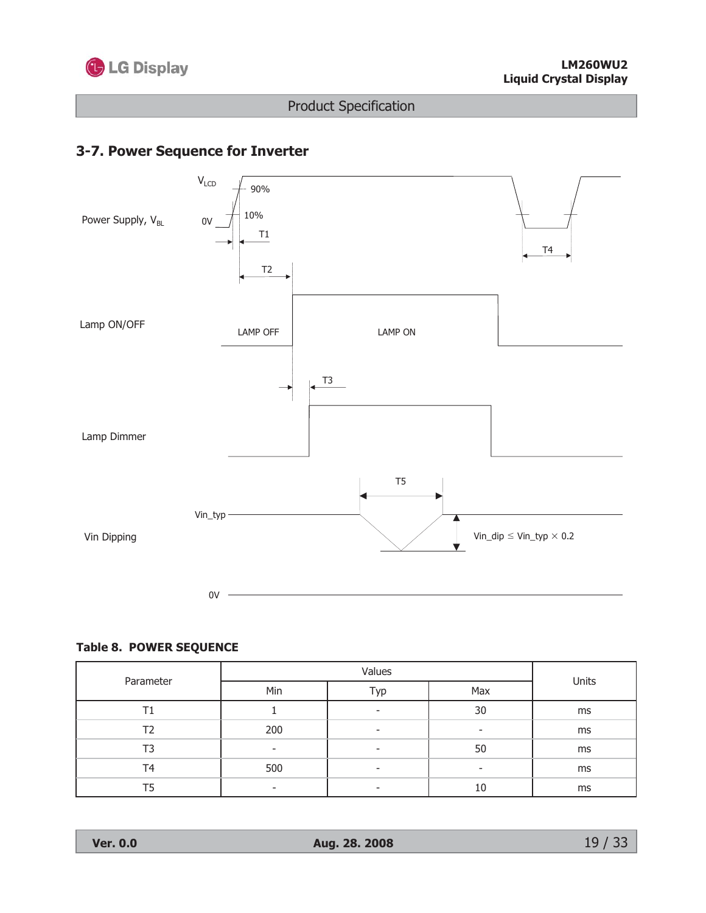## 3-7. Power Sequence for Inverter

Power Supply, $V_{BL}$

$V_{LCD}$

90%

10%

0V

T1

T2

T4

Lamp ON/OFF

LAMP OFF

LAMP ON

T3

Lamp Dimmer

T5

Vin_typ

Vin Dipping

Vin_dip ≤ Vin_typ × 0.2

0V

**Table 8. POWER SEQUENCE**

| Parameter | Values | | | Units |
|---|---|---|---|---|
| | Min | Typ | Max | |
| T1 | 1 | - | 30 | ms |
| T2 | 200 | - | - | ms |
| T3 | - | - | 50 | ms |
| T4 | 500 | - | - | ms |
| T5 | - | - | 10 | ms |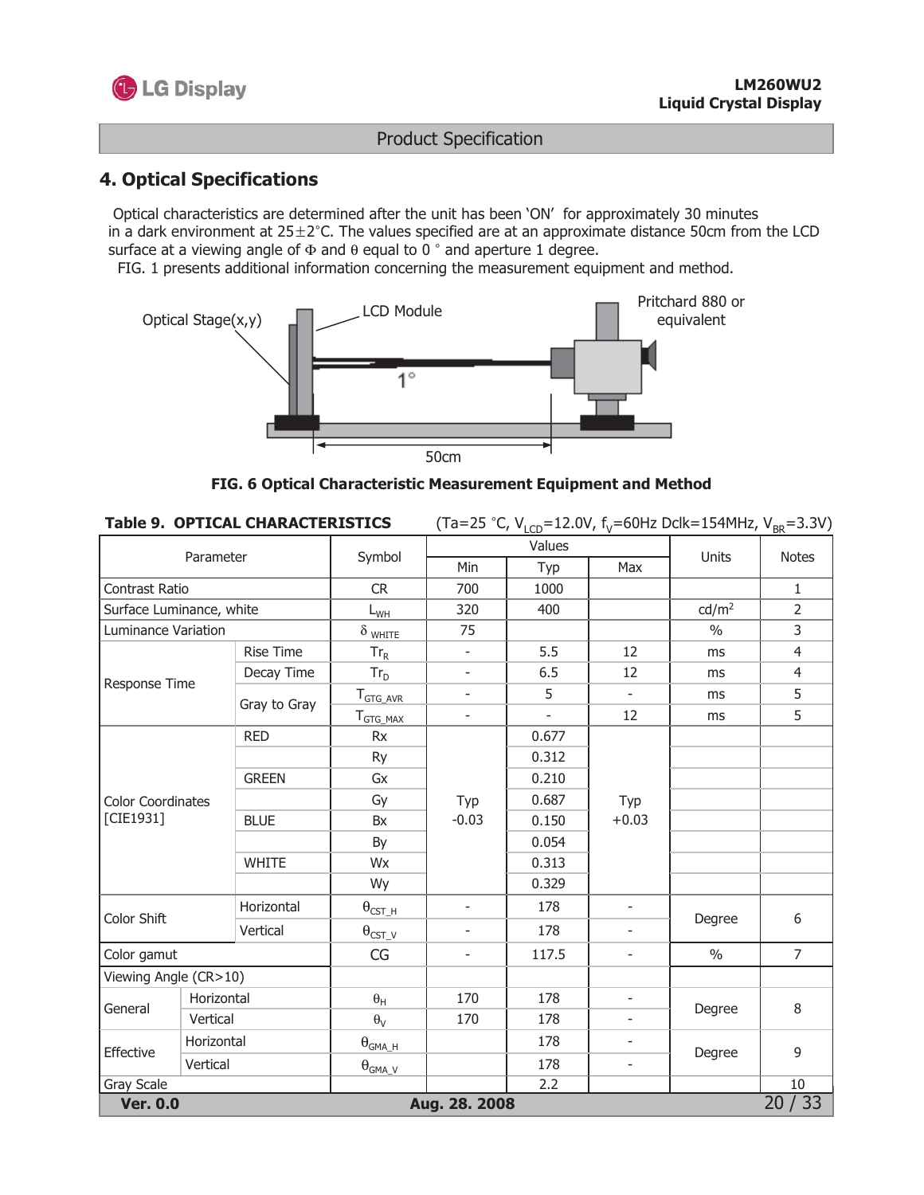## 4. Optical Specifications

Optical characteristics are determined after the unit has been 'ON' for approximately 30 minutes in a dark environment at 25±2°C. The values specified are at an approximate distance 50cm from the LCD surface at a viewing angle of Φ and θ equal to 0 ° and aperture 1 degree.

FIG. 1 presents additional information concerning the measurement equipment and method.

Optical Stage(x,y) LCD Module Pritchard 880 or equivalent 1° 50cm

**FIG. 6 Optical Characteristic Measurement Equipment and Method**

**Table 9. OPTICAL CHARACTERISTICS** (Ta=25 °C, $V_{LCD}$=12.0V, $f_V$=60Hz Dclk=154MHz, $V_{BR}$=3.3V)

| Parameter | | Symbol | Values | | | Units | Notes |
|---|---|---|---|---|---|---|---|
| | | | Min | Typ | Max | | |
| Contrast Ratio | | CR | 700 | 1000 | | | 1 |
| Surface Luminance, white | | $L_{WH}$ | 320 | 400 | | cd/m² | 2 |
| Luminance Variation | | $\delta_{WHITE}$ | 75 | | | % | 3 |
| Response Time | Rise Time | $Tr_R$ | - | 5.5 | 12 | ms | 4 |
| | Decay Time | $Tr_D$ | - | 6.5 | 12 | ms | 4 |
| | Gray to Gray | $T_{GTG\_AVR}$ | - | 5 | - | ms | 5 |
| | | $T_{GTG\_MAX}$ | - | - | 12 | ms | 5 |
| Color Coordinates [CIE1931] | RED | Rx | Typ -0.03 | 0.677 | Typ +0.03 | | |
| | | Ry | | 0.312 | | | |
| | GREEN | Gx | | 0.210 | | | |
| | | Gy | | 0.687 | | | |
| | BLUE | Bx | | 0.150 | | | |
| | | By | | 0.054 | | | |
| | WHITE | Wx | | 0.313 | | | |
| | | Wy | | 0.329 | | | |
| Color Shift | Horizontal | $\theta_{CST\_H}$ | - | 178 | - | Degree | 6 |
| | Vertical | $\theta_{CST\_V}$ | - | 178 | - | | |
| Color gamut | | CG | - | 117.5 | - | % | 7 |
| Viewing Angle (CR>10) | | | | | | | |
| General | Horizontal | $\theta_H$ | 170 | 178 | - | Degree | 8 |
| | Vertical | $\theta_V$ | 170 | 178 | - | | |
| Effective | Horizontal | $\theta_{GMA\_H}$ | | 178 | - | Degree | 9 |
| | Vertical | $\theta_{GMA\_V}$ | | 178 | - | | |
| Gray Scale | | | | 2.2 | | | 10 |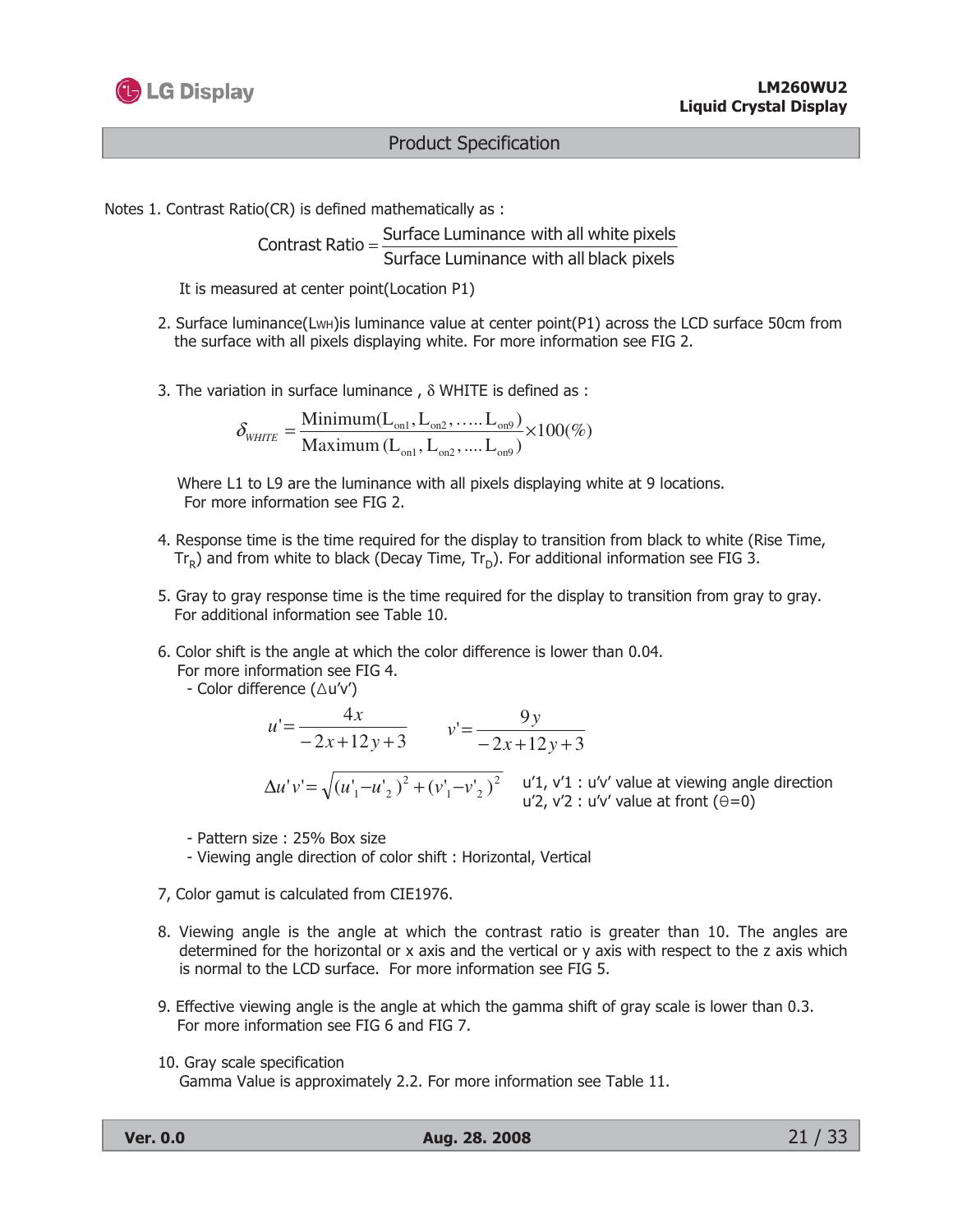Notes 1. Contrast Ratio(CR) is defined mathematically as :

$$\text{Contrast Ratio} = \frac{\text{Surface Luminance with all white pixels}}{\text{Surface Luminance with all black pixels}}$$

It is measured at center point(Location P1)

2. Surface luminance($L_{WH}$)is luminance value at center point(P1) across the LCD surface 50cm from the surface with all pixels displaying white. For more information see FIG 2.

3. The variation in surface luminance , δ WHITE is defined as :

$$\delta_{WHITE} = \frac{\text{Minimum}(L_{on1}, L_{on2}, \ldots L_{on9})}{\text{Maximum}(L_{on1}, L_{on2}, \ldots L_{on9})} \times 100(\%)$$

Where L1 to L9 are the luminance with all pixels displaying white at 9 locations. For more information see FIG 2.

4. Response time is the time required for the display to transition from black to white (Rise Time, $Tr_R$) and from white to black (Decay Time, $Tr_D$). For additional information see FIG 3.

5. Gray to gray response time is the time required for the display to transition from gray to gray. For additional information see Table 10.

6. Color shift is the angle at which the color difference is lower than 0.04. For more information see FIG 4.
   - Color difference (△u'v')

$$u' = \frac{4x}{-2x + 12y + 3} \qquad v' = \frac{9y}{-2x + 12y + 3}$$

$$\Delta u'v' = \sqrt{(u'_1 - u'_2)^2 + (v'_1 - v'_2)^2}$$

u'1, v'1 : u'v' value at viewing angle direction
u'2, v'2 : u'v' value at front (Θ=0)

   - Pattern size : 25% Box size
   - Viewing angle direction of color shift : Horizontal, Vertical

7, Color gamut is calculated from CIE1976.

8. Viewing angle is the angle at which the contrast ratio is greater than 10. The angles are determined for the horizontal or x axis and the vertical or y axis with respect to the z axis which is normal to the LCD surface. For more information see FIG 5.

9. Effective viewing angle is the angle at which the gamma shift of gray scale is lower than 0.3. For more information see FIG 6 and FIG 7.

10. Gray scale specification
    Gamma Value is approximately 2.2. For more information see Table 11.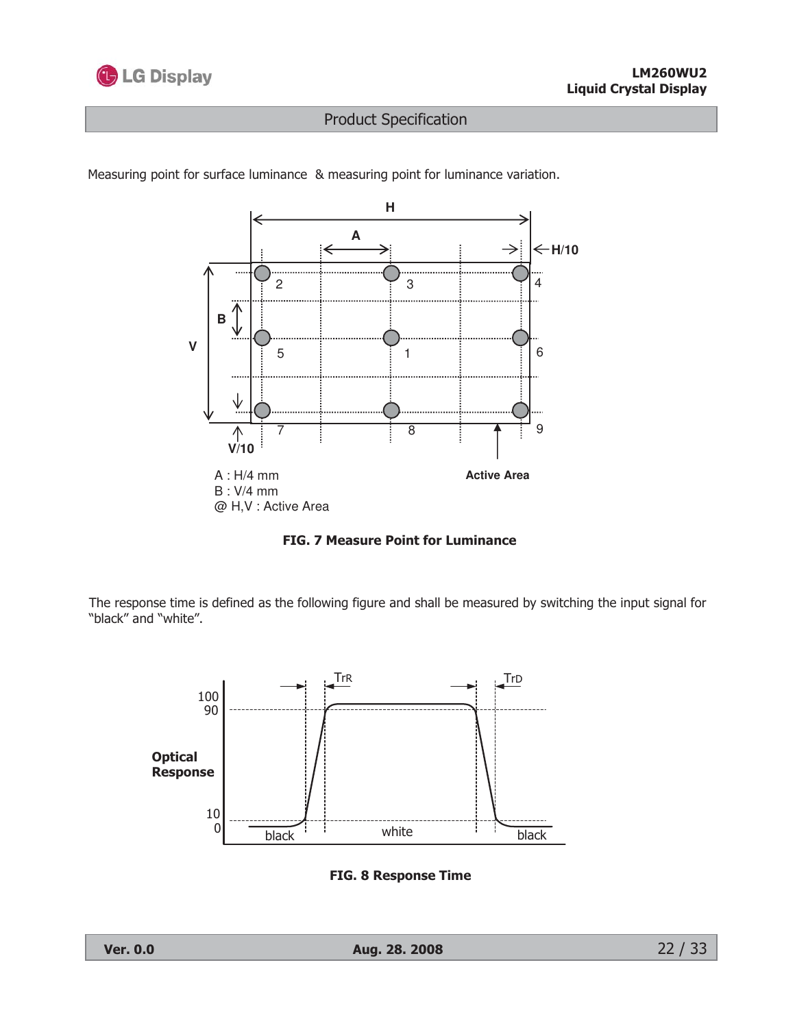Measuring point for surface luminance & measuring point for luminance variation.

A : H/4 mm

B : V/4 mm

@ H,V : Active Area

**FIG. 7 Measure Point for Luminance**

The response time is defined as the following figure and shall be measured by switching the input signal for "black" and "white".

**FIG. 8 Response Time**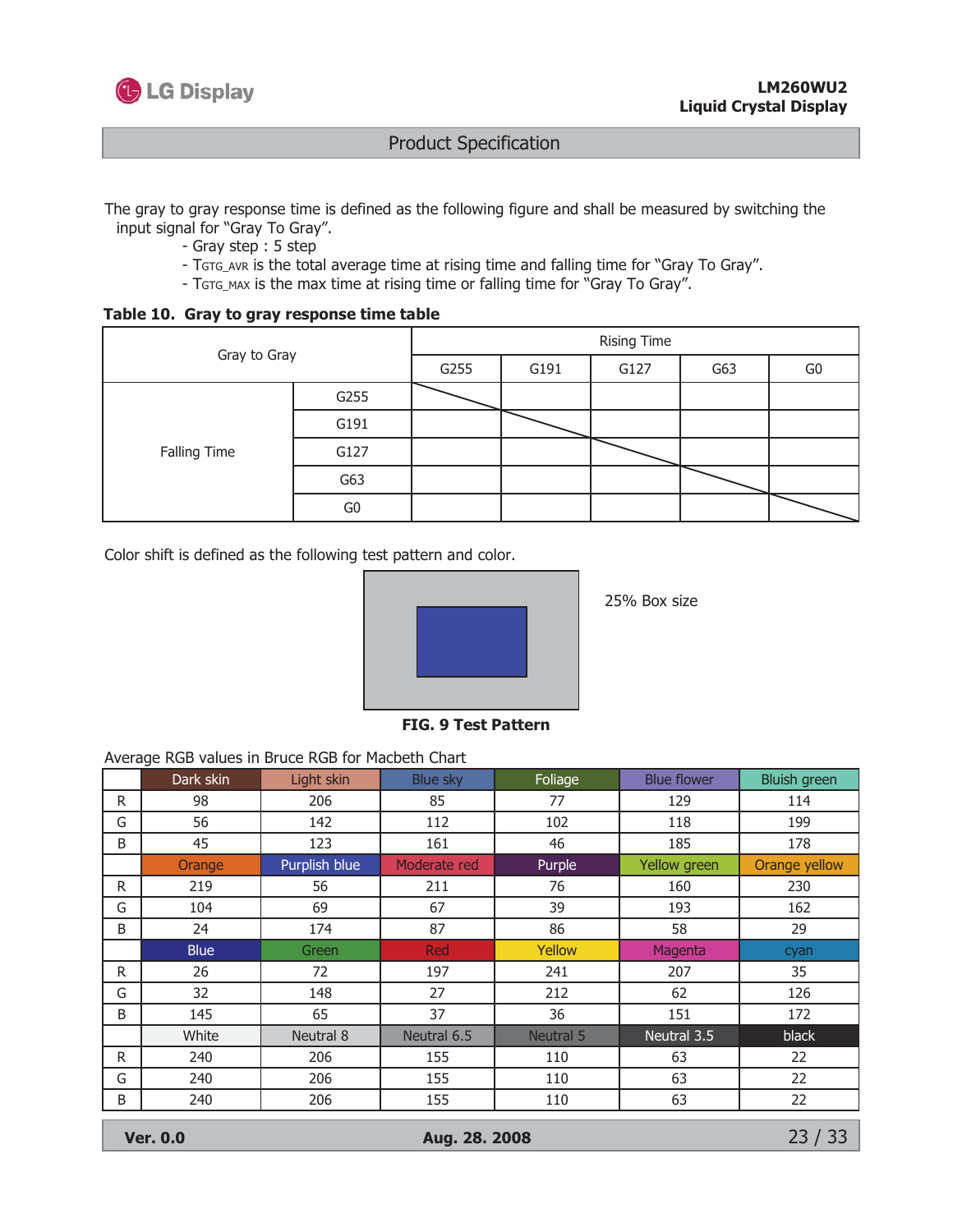The gray to gray response time is defined as the following figure and shall be measured by switching the input signal for "Gray To Gray".

- Gray step : 5 step
- $T_{GTG\_AVR}$ is the total average time at rising time and falling time for "Gray To Gray".
- $T_{GTG\_MAX}$ is the max time at rising time or falling time for "Gray To Gray".

**Table 10. Gray to gray response time table**

| Gray to Gray | | Rising Time | | | | |
|---|---|---|---|---|---|---|
| | | G255 | G191 | G127 | G63 | G0 |
| Falling Time | G255 | | | | | |
| | G191 | | | | | |
| | G127 | | | | | |
| | G63 | | | | | |
| | G0 | | | | | |

Color shift is defined as the following test pattern and color.

25% Box size

**FIG. 9 Test Pattern**

Average RGB values in Bruce RGB for Macbeth Chart

| | Dark skin | Light skin | Blue sky | Foliage | Blue flower | Bluish green |
|---|---|---|---|---|---|---|
| R | 98 | 206 | 85 | 77 | 129 | 114 |
| G | 56 | 142 | 112 | 102 | 118 | 199 |
| B | 45 | 123 | 161 | 46 | 185 | 178 |
| | **Orange** | **Purplish blue** | **Moderate red** | **Purple** | **Yellow green** | **Orange yellow** |
| R | 219 | 56 | 211 | 76 | 160 | 230 |
| G | 104 | 69 | 67 | 39 | 193 | 162 |
| B | 24 | 174 | 87 | 86 | 58 | 29 |
| | **Blue** | **Green** | **Red** | **Yellow** | **Magenta** | **cyan** |
| R | 26 | 72 | 197 | 241 | 207 | 35 |
| G | 32 | 148 | 27 | 212 | 62 | 126 |
| B | 145 | 65 | 37 | 36 | 151 | 172 |
| | **White** | **Neutral 8** | **Neutral 6.5** | **Neutral 5** | **Neutral 3.5** | **black** |
| R | 240 | 206 | 155 | 110 | 63 | 22 |
| G | 240 | 206 | 155 | 110 | 63 | 22 |
| B | 240 | 206 | 155 | 110 | 63 | 22 |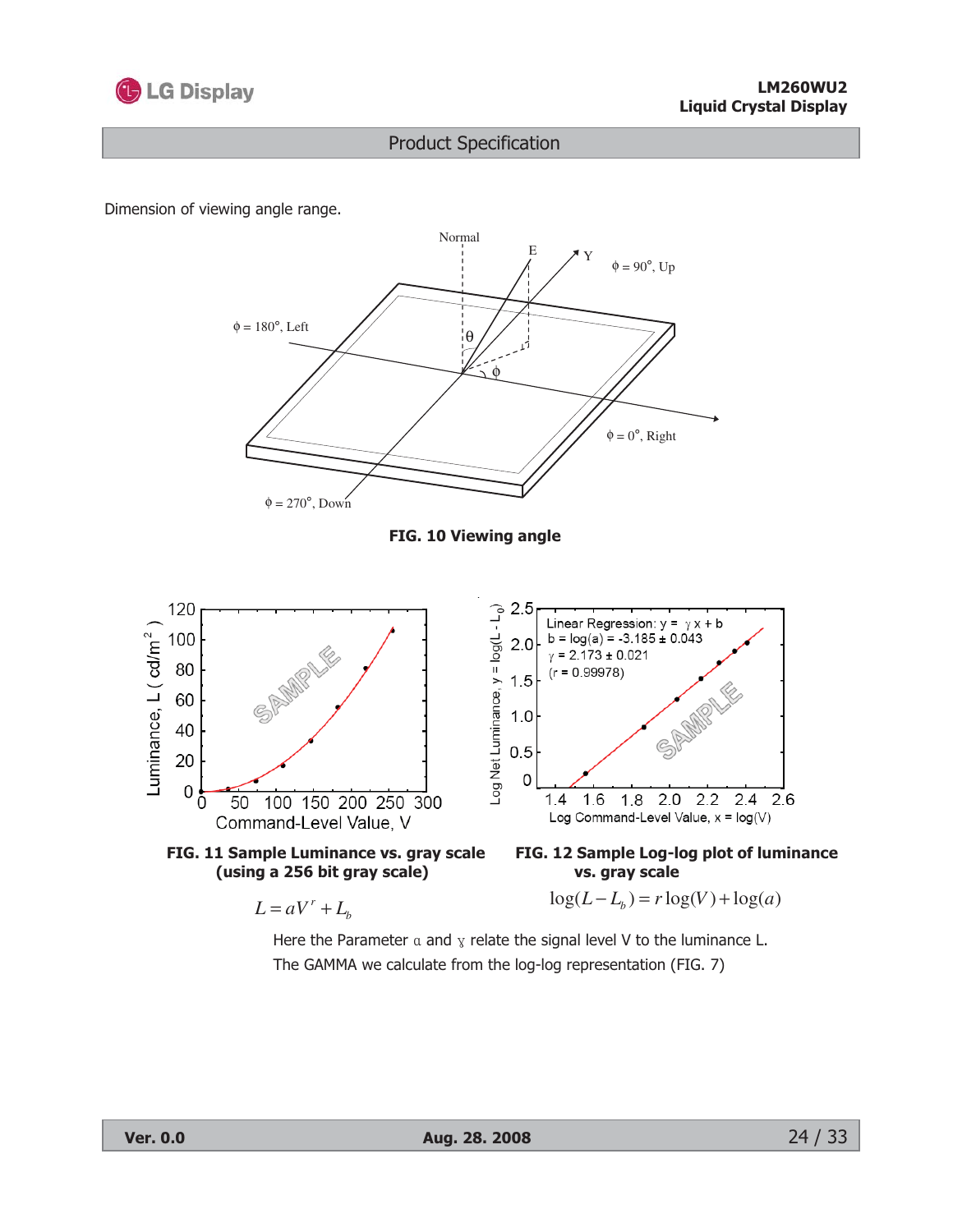Dimension of viewing angle range.

**FIG. 10 Viewing angle**

**FIG. 11 Sample Luminance vs. gray scale (using a 256 bit gray scale)**

$$L = aV^{r} + L_b$$

**FIG. 12 Sample Log-log plot of luminance vs. gray scale**

$$\log(L - L_b) = r\log(V) + \log(a)$$

Here the Parameter α and γ relate the signal level V to the luminance L.
The GAMMA we calculate from the log-log representation (FIG. 7)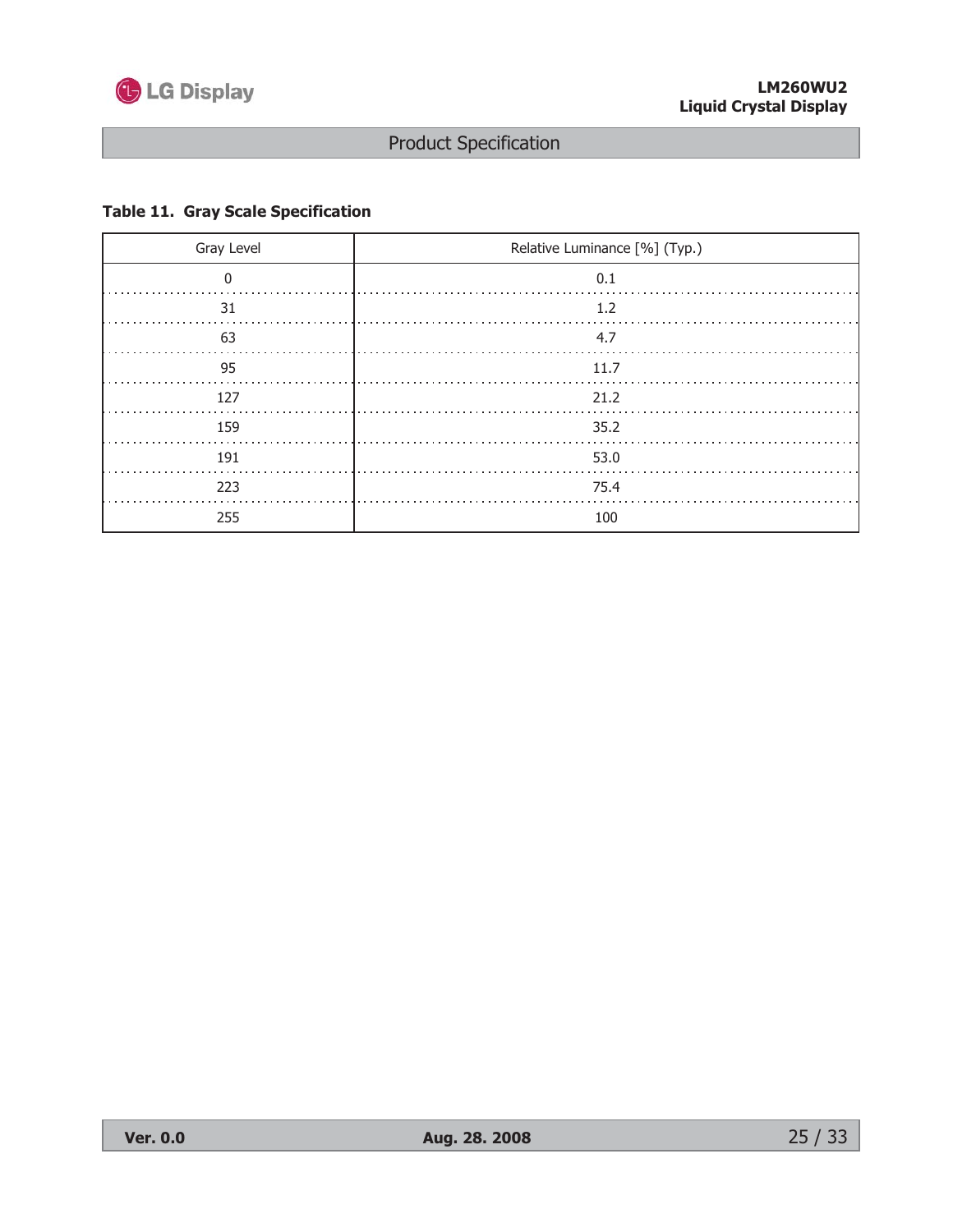**Table 11. Gray Scale Specification**

| Gray Level | Relative Luminance [%] (Typ.) |
|---|---|
| 0 | 0.1 |
| 31 | 1.2 |
| 63 | 4.7 |
| 95 | 11.7 |
| 127 | 21.2 |
| 159 | 35.2 |
| 191 | 53.0 |
| 223 | 75.4 |
| 255 | 100 |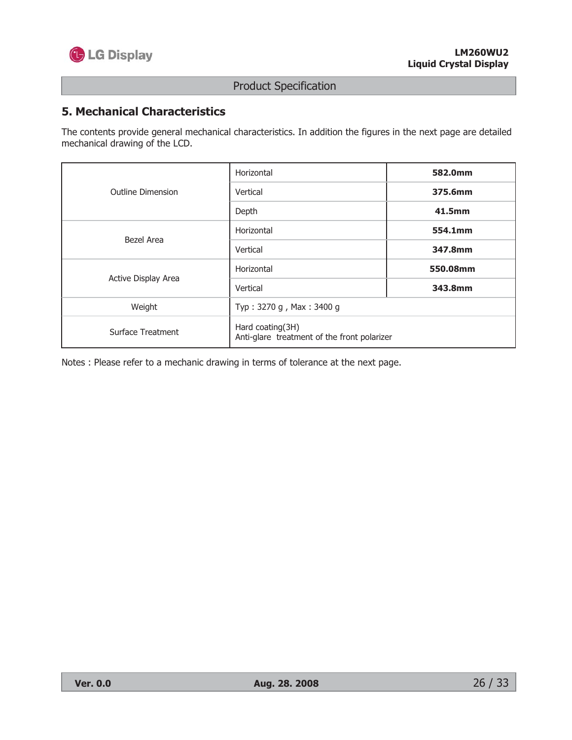## 5. Mechanical Characteristics

The contents provide general mechanical characteristics. In addition the figures in the next page are detailed mechanical drawing of the LCD.

| | | |
|---|---|---|
| Outline Dimension | Horizontal | **582.0mm** |
| | Vertical | **375.6mm** |
| | Depth | **41.5mm** |
| Bezel Area | Horizontal | **554.1mm** |
| | Vertical | **347.8mm** |
| Active Display Area | Horizontal | **550.08mm** |
| | Vertical | **343.8mm** |
| Weight | Typ : 3270 g , Max : 3400 g | |
| Surface Treatment | Hard coating(3H)<br>Anti-glare treatment of the front polarizer | |

Notes : Please refer to a mechanic drawing in terms of tolerance at the next page.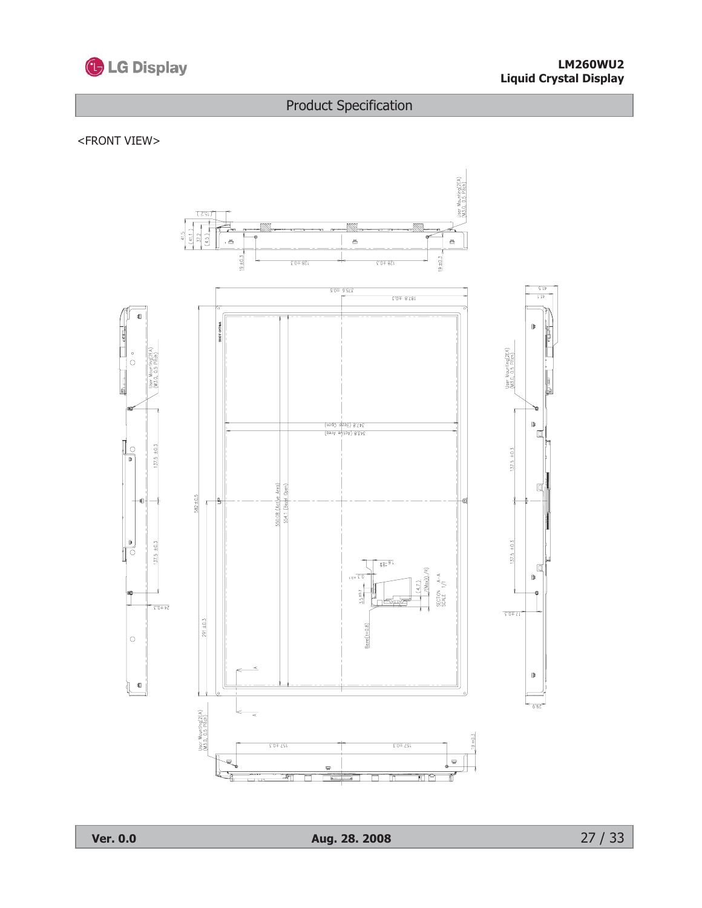<FRONT VIEW>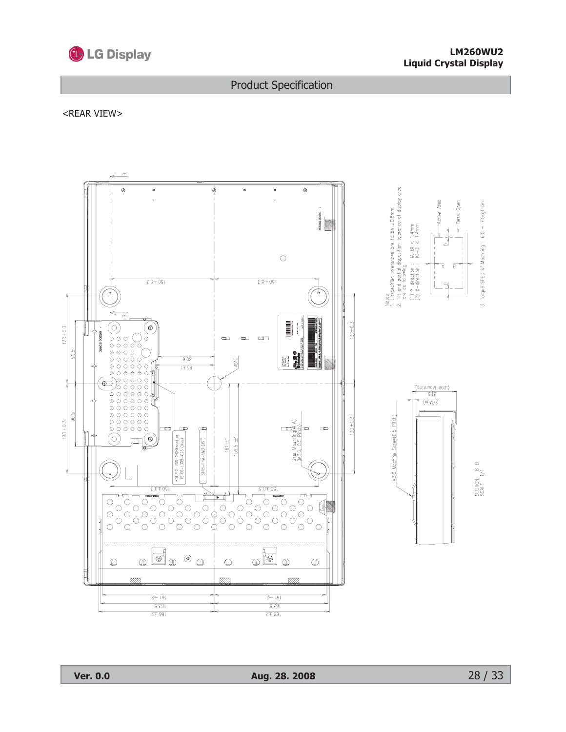<REAR VIEW>

Notes

1. Unspecified tolerances are to be ±0.5mm
2. Tilt and partial disposition tolerance of display area are as following.
   (1) Y-direction : |A−B| ≤ 1.4mm
   (2) X-direction : |C−D| ≤ 1.4mm
3. Torque SPEC of Mounting : 6.0 ~ 7.0kgf cm

SECTION B-B
SCALE 1/1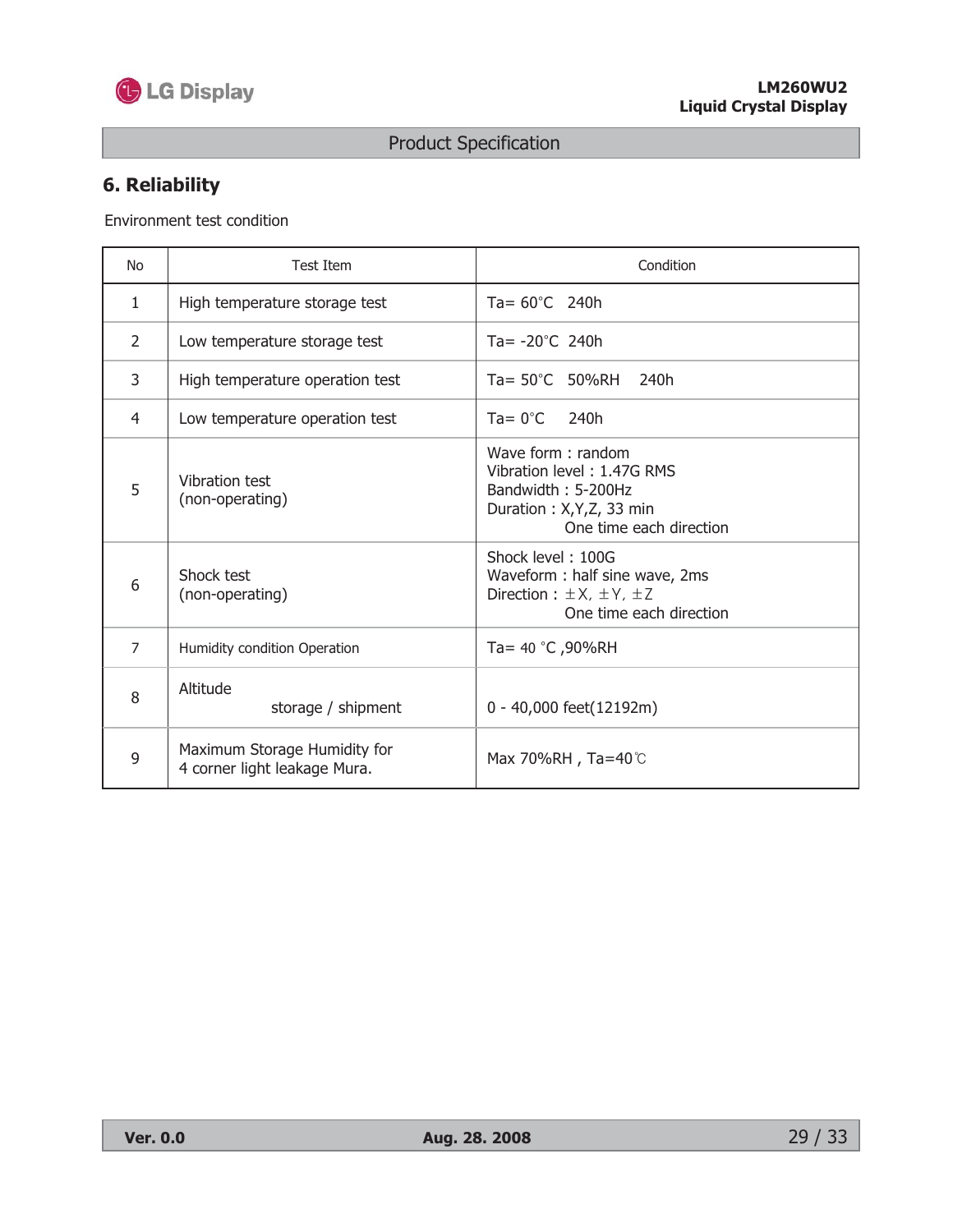## 6. Reliability

Environment test condition

| No | Test Item | Condition |
|---|---|---|
| 1 | High temperature storage test | Ta= 60°C 240h |
| 2 | Low temperature storage test | Ta= -20°C 240h |
| 3 | High temperature operation test | Ta= 50°C 50%RH 240h |
| 4 | Low temperature operation test | Ta= 0°C 240h |
| 5 | Vibration test<br>(non-operating) | Wave form : random<br>Vibration level : 1.47G RMS<br>Bandwidth : 5-200Hz<br>Duration : X,Y,Z, 33 min<br>One time each direction |
| 6 | Shock test<br>(non-operating) | Shock level : 100G<br>Waveform : half sine wave, 2ms<br>Direction : ±X, ±Y, ±Z<br>One time each direction |
| 7 | Humidity condition Operation | Ta= 40 °C ,90%RH |
| 8 | Altitude<br>storage / shipment | 0 - 40,000 feet(12192m) |
| 9 | Maximum Storage Humidity for<br>4 corner light leakage Mura. | Max 70%RH , Ta=40℃ |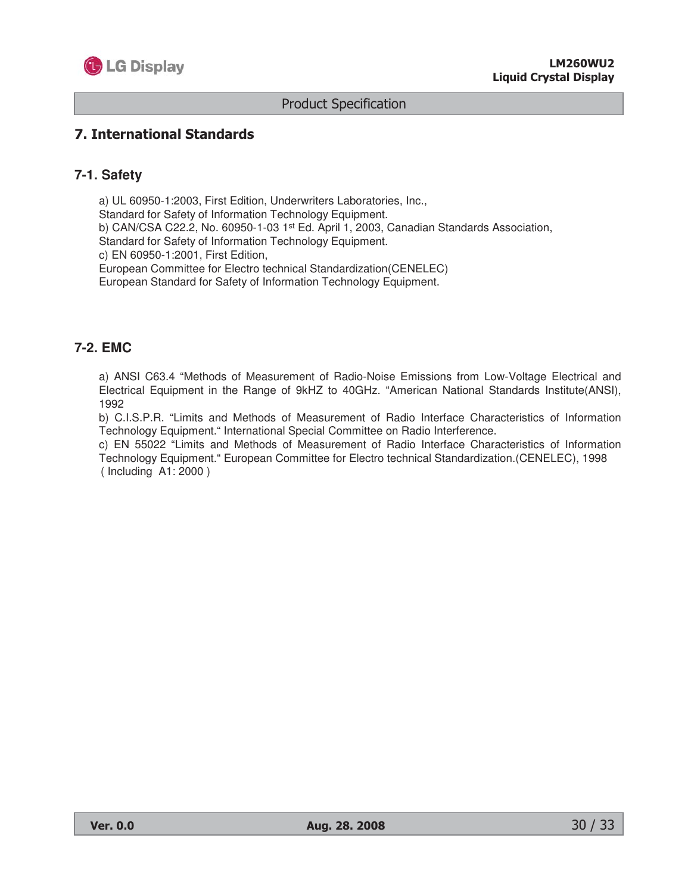## 7. International Standards

### 7-1. Safety

a) UL 60950-1:2003, First Edition, Underwriters Laboratories, Inc.,
Standard for Safety of Information Technology Equipment.
b) CAN/CSA C22.2, No. 60950-1-03 1st Ed. April 1, 2003, Canadian Standards Association,
Standard for Safety of Information Technology Equipment.
c) EN 60950-1:2001, First Edition,
European Committee for Electro technical Standardization(CENELEC)
European Standard for Safety of Information Technology Equipment.

### 7-2. EMC

a) ANSI C63.4 "Methods of Measurement of Radio-Noise Emissions from Low-Voltage Electrical and Electrical Equipment in the Range of 9kHZ to 40GHz. "American National Standards Institute(ANSI), 1992
b) C.I.S.P.R. "Limits and Methods of Measurement of Radio Interface Characteristics of Information Technology Equipment." International Special Committee on Radio Interference.
c) EN 55022 "Limits and Methods of Measurement of Radio Interface Characteristics of Information Technology Equipment." European Committee for Electro technical Standardization.(CENELEC), 1998 ( Including A1: 2000 )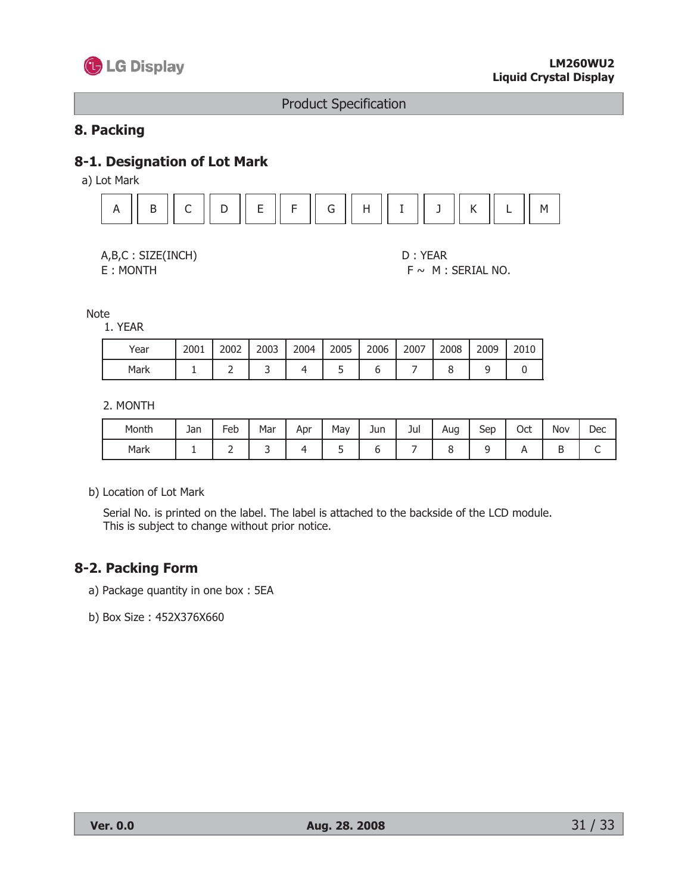## 8. Packing

### 8-1. Designation of Lot Mark

a) Lot Mark

| A | B | C | D | E | F | G | H | I | J | K | L | M |
|---|---|---|---|---|---|---|---|---|---|---|---|---|

A,B,C : SIZE(INCH)
E : MONTH

D : YEAR
F ~ M : SERIAL NO.

Note

1. YEAR

| Year | 2001 | 2002 | 2003 | 2004 | 2005 | 2006 | 2007 | 2008 | 2009 | 2010 |
|---|---|---|---|---|---|---|---|---|---|---|
| Mark | 1 | 2 | 3 | 4 | 5 | 6 | 7 | 8 | 9 | 0 |

2. MONTH

| Month | Jan | Feb | Mar | Apr | May | Jun | Jul | Aug | Sep | Oct | Nov | Dec |
|---|---|---|---|---|---|---|---|---|---|---|---|---|
| Mark | 1 | 2 | 3 | 4 | 5 | 6 | 7 | 8 | 9 | A | B | C |

b) Location of Lot Mark

Serial No. is printed on the label. The label is attached to the backside of the LCD module.
This is subject to change without prior notice.

### 8-2. Packing Form

a) Package quantity in one box : 5EA

b) Box Size : 452X376X660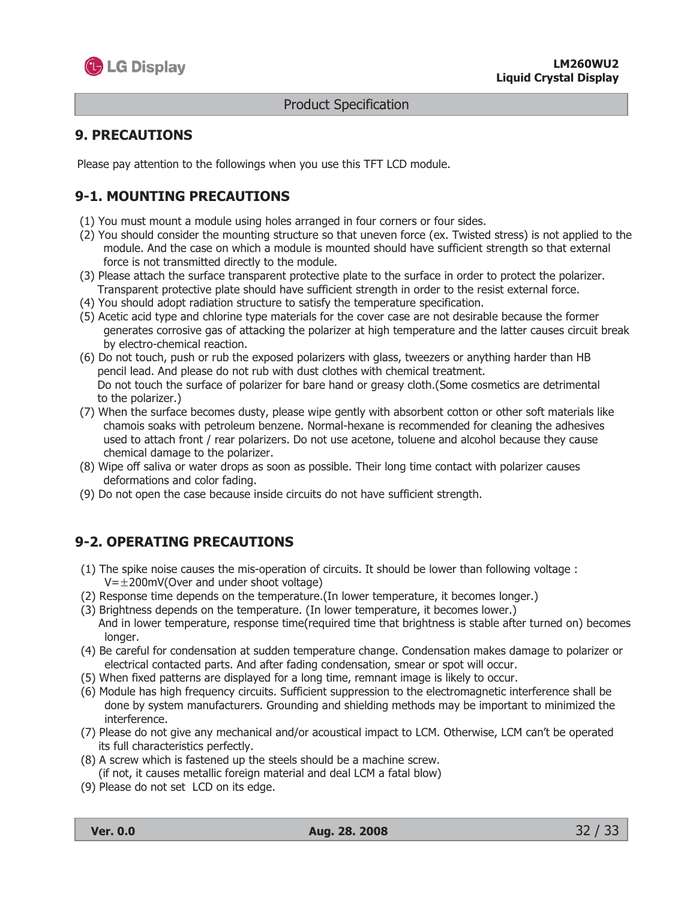## 9. PRECAUTIONS

Please pay attention to the followings when you use this TFT LCD module.

### 9-1. MOUNTING PRECAUTIONS

(1) You must mount a module using holes arranged in four corners or four sides.
(2) You should consider the mounting structure so that uneven force (ex. Twisted stress) is not applied to the module. And the case on which a module is mounted should have sufficient strength so that external force is not transmitted directly to the module.
(3) Please attach the surface transparent protective plate to the surface in order to protect the polarizer. Transparent protective plate should have sufficient strength in order to the resist external force.
(4) You should adopt radiation structure to satisfy the temperature specification.
(5) Acetic acid type and chlorine type materials for the cover case are not desirable because the former generates corrosive gas of attacking the polarizer at high temperature and the latter causes circuit break by electro-chemical reaction.
(6) Do not touch, push or rub the exposed polarizers with glass, tweezers or anything harder than HB pencil lead. And please do not rub with dust clothes with chemical treatment.
Do not touch the surface of polarizer for bare hand or greasy cloth.(Some cosmetics are detrimental to the polarizer.)
(7) When the surface becomes dusty, please wipe gently with absorbent cotton or other soft materials like chamois soaks with petroleum benzene. Normal-hexane is recommended for cleaning the adhesives used to attach front / rear polarizers. Do not use acetone, toluene and alcohol because they cause chemical damage to the polarizer.
(8) Wipe off saliva or water drops as soon as possible. Their long time contact with polarizer causes deformations and color fading.
(9) Do not open the case because inside circuits do not have sufficient strength.

### 9-2. OPERATING PRECAUTIONS

(1) The spike noise causes the mis-operation of circuits. It should be lower than following voltage : V=±200mV(Over and under shoot voltage)
(2) Response time depends on the temperature.(In lower temperature, it becomes longer.)
(3) Brightness depends on the temperature. (In lower temperature, it becomes lower.)
And in lower temperature, response time(required time that brightness is stable after turned on) becomes longer.
(4) Be careful for condensation at sudden temperature change. Condensation makes damage to polarizer or electrical contacted parts. And after fading condensation, smear or spot will occur.
(5) When fixed patterns are displayed for a long time, remnant image is likely to occur.
(6) Module has high frequency circuits. Sufficient suppression to the electromagnetic interference shall be done by system manufacturers. Grounding and shielding methods may be important to minimized the interference.
(7) Please do not give any mechanical and/or acoustical impact to LCM. Otherwise, LCM can't be operated its full characteristics perfectly.
(8) A screw which is fastened up the steels should be a machine screw.
(if not, it causes metallic foreign material and deal LCM a fatal blow)
(9) Please do not set LCD on its edge.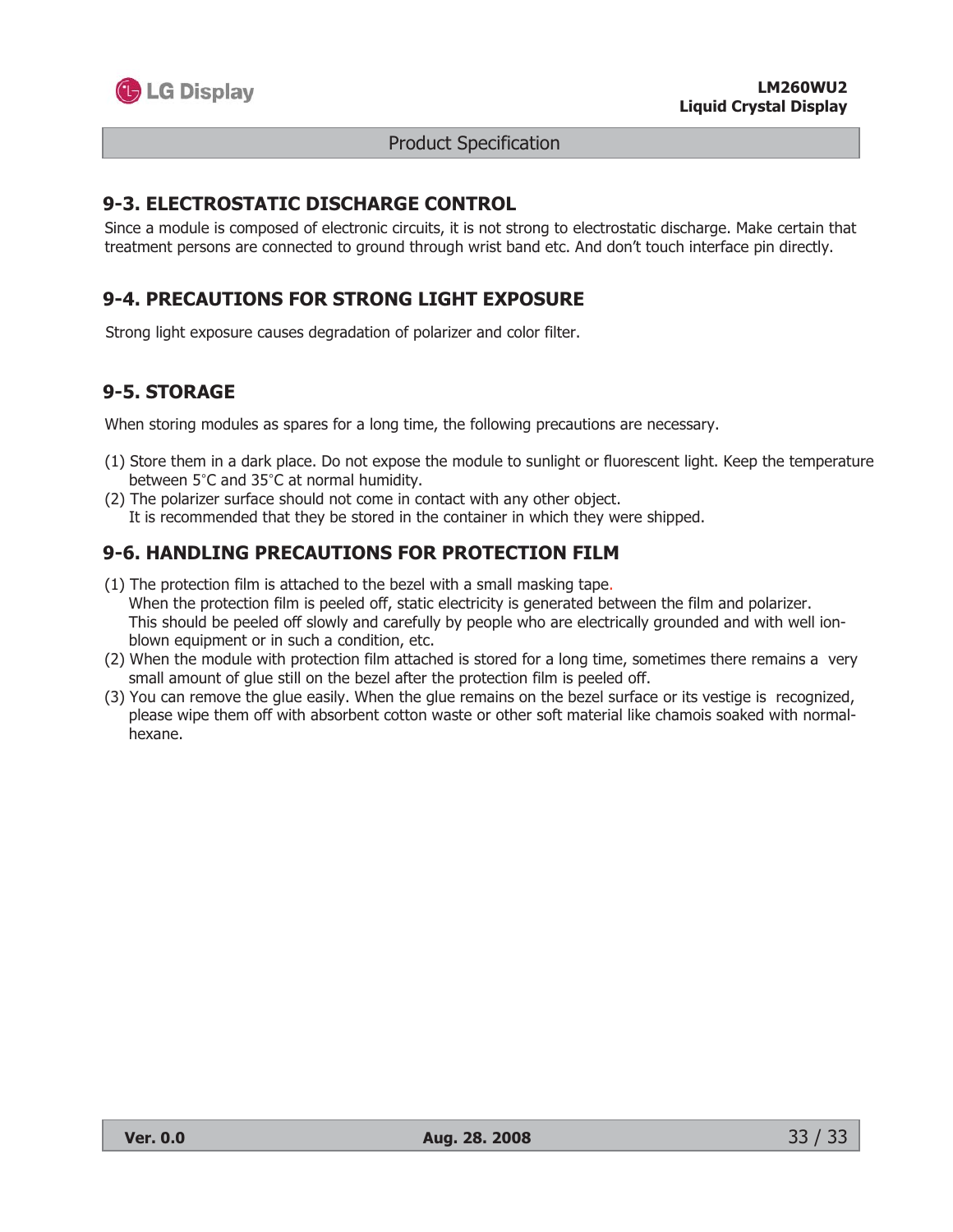## 9-3. ELECTROSTATIC DISCHARGE CONTROL

Since a module is composed of electronic circuits, it is not strong to electrostatic discharge. Make certain that treatment persons are connected to ground through wrist band etc. And don't touch interface pin directly.

## 9-4. PRECAUTIONS FOR STRONG LIGHT EXPOSURE

Strong light exposure causes degradation of polarizer and color filter.

## 9-5. STORAGE

When storing modules as spares for a long time, the following precautions are necessary.

(1) Store them in a dark place. Do not expose the module to sunlight or fluorescent light. Keep the temperature between 5°C and 35°C at normal humidity.
(2) The polarizer surface should not come in contact with any other object.
It is recommended that they be stored in the container in which they were shipped.

## 9-6. HANDLING PRECAUTIONS FOR PROTECTION FILM

(1) The protection film is attached to the bezel with a small masking tape.
When the protection film is peeled off, static electricity is generated between the film and polarizer.
This should be peeled off slowly and carefully by people who are electrically grounded and with well ion-blown equipment or in such a condition, etc.
(2) When the module with protection film attached is stored for a long time, sometimes there remains a very small amount of glue still on the bezel after the protection film is peeled off.
(3) You can remove the glue easily. When the glue remains on the bezel surface or its vestige is recognized, please wipe them off with absorbent cotton waste or other soft material like chamois soaked with normal-hexane.